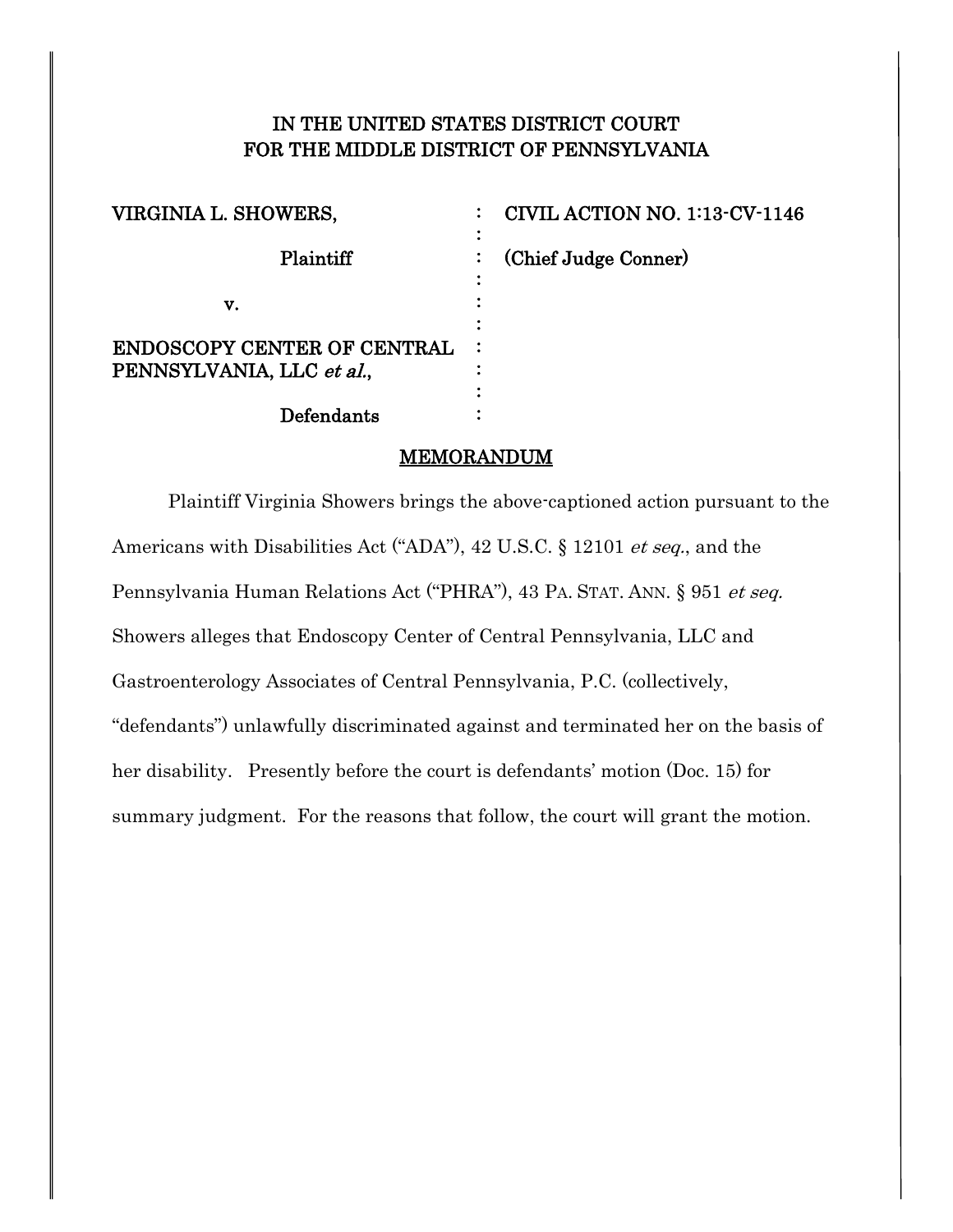# IN THE UNITED STATES DISTRICT COURT
# FOR THE MIDDLE DISTRICT OF PENNSYLVANIA

| | | |
|---|---|---|
| VIRGINIA L. SHOWERS, | : | CIVIL ACTION NO. 1:13-CV-1146 |
| Plaintiff | : | (Chief Judge Conner) |
| v. | : | |
| ENDOSCOPY CENTER OF CENTRAL PENNSYLVANIA, LLC *et al.*, | : | |
| Defendants | : | |

## MEMORANDUM

Plaintiff Virginia Showers brings the above-captioned action pursuant to the Americans with Disabilities Act ("ADA"), 42 U.S.C. § 12101 *et seq.*, and the Pennsylvania Human Relations Act ("PHRA"), 43 PA. STAT. ANN. § 951 *et seq.* Showers alleges that Endoscopy Center of Central Pennsylvania, LLC and Gastroenterology Associates of Central Pennsylvania, P.C. (collectively, "defendants") unlawfully discriminated against and terminated her on the basis of her disability. Presently before the court is defendants' motion (Doc. 15) for summary judgment. For the reasons that follow, the court will grant the motion.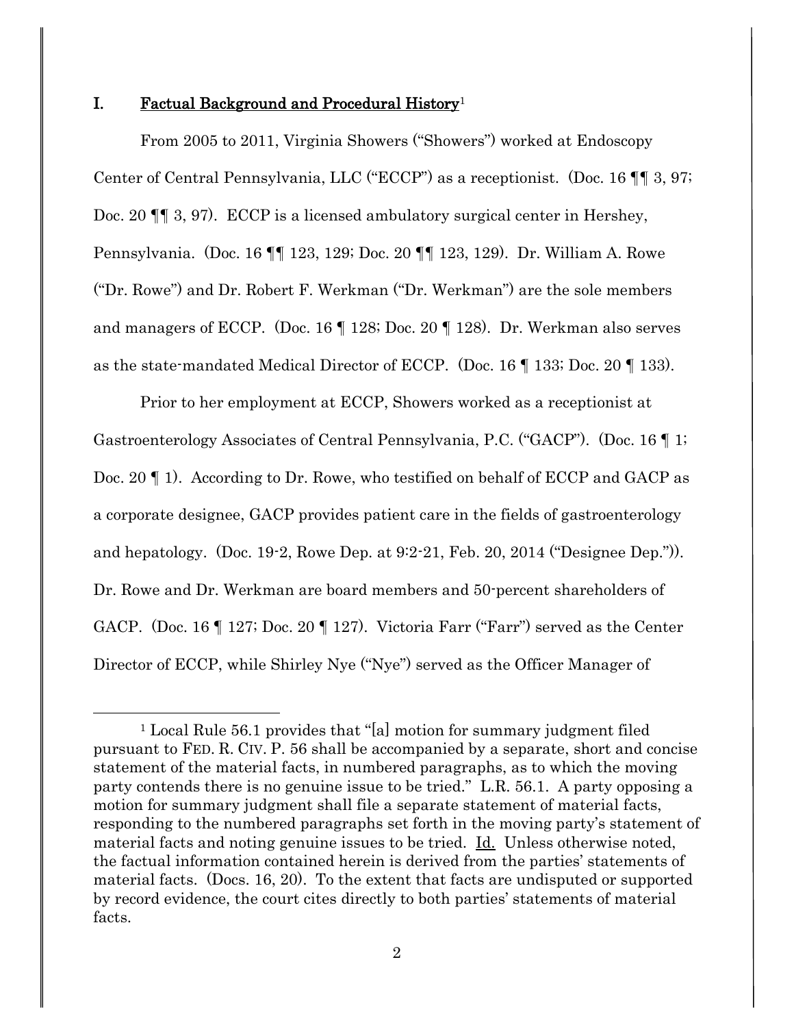## I. Factual Background and Procedural History[1]

From 2005 to 2011, Virginia Showers ("Showers") worked at Endoscopy Center of Central Pennsylvania, LLC ("ECCP") as a receptionist. (Doc. 16 ¶¶ 3, 97; Doc. 20 ¶¶ 3, 97). ECCP is a licensed ambulatory surgical center in Hershey, Pennsylvania. (Doc. 16 ¶¶ 123, 129; Doc. 20 ¶¶ 123, 129). Dr. William A. Rowe ("Dr. Rowe") and Dr. Robert F. Werkman ("Dr. Werkman") are the sole members and managers of ECCP. (Doc. 16 ¶ 128; Doc. 20 ¶ 128). Dr. Werkman also serves as the state-mandated Medical Director of ECCP. (Doc. 16 ¶ 133; Doc. 20 ¶ 133).

Prior to her employment at ECCP, Showers worked as a receptionist at Gastroenterology Associates of Central Pennsylvania, P.C. ("GACP"). (Doc. 16 ¶ 1; Doc. 20 ¶ 1). According to Dr. Rowe, who testified on behalf of ECCP and GACP as a corporate designee, GACP provides patient care in the fields of gastroenterology and hepatology. (Doc. 19-2, Rowe Dep. at 9:2-21, Feb. 20, 2014 ("Designee Dep.")). Dr. Rowe and Dr. Werkman are board members and 50-percent shareholders of GACP. (Doc. 16 ¶ 127; Doc. 20 ¶ 127). Victoria Farr ("Farr") served as the Center Director of ECCP, while Shirley Nye ("Nye") served as the Officer Manager of

[1] Local Rule 56.1 provides that "[a] motion for summary judgment filed pursuant to FED. R. CIV. P. 56 shall be accompanied by a separate, short and concise statement of the material facts, in numbered paragraphs, as to which the moving party contends there is no genuine issue to be tried." L.R. 56.1. A party opposing a motion for summary judgment shall file a separate statement of material facts, responding to the numbered paragraphs set forth in the moving party's statement of material facts and noting genuine issues to be tried. Id. Unless otherwise noted, the factual information contained herein is derived from the parties' statements of material facts. (Docs. 16, 20). To the extent that facts are undisputed or supported by record evidence, the court cites directly to both parties' statements of material facts.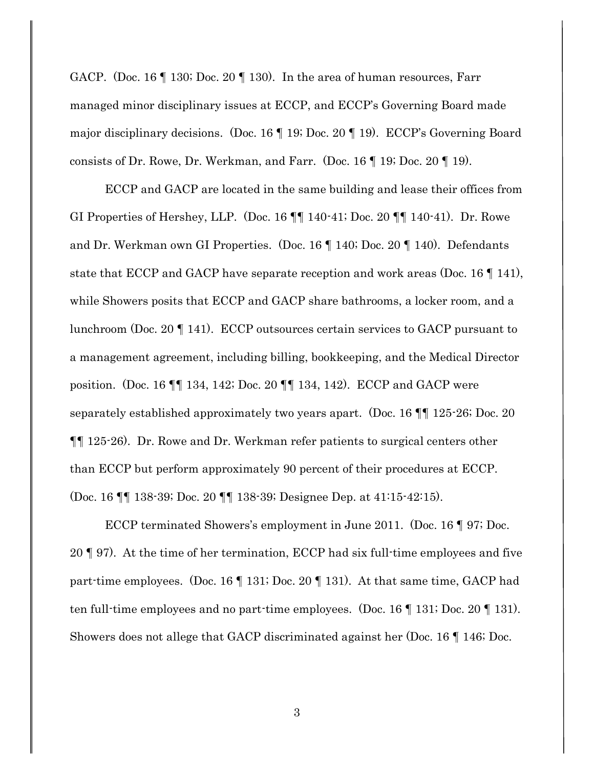GACP. (Doc. 16 ¶ 130; Doc. 20 ¶ 130). In the area of human resources, Farr managed minor disciplinary issues at ECCP, and ECCP's Governing Board made major disciplinary decisions. (Doc. 16 ¶ 19; Doc. 20 ¶ 19). ECCP's Governing Board consists of Dr. Rowe, Dr. Werkman, and Farr. (Doc. 16 ¶ 19; Doc. 20 ¶ 19).

ECCP and GACP are located in the same building and lease their offices from GI Properties of Hershey, LLP. (Doc. 16 ¶¶ 140-41; Doc. 20 ¶¶ 140-41). Dr. Rowe and Dr. Werkman own GI Properties. (Doc. 16 ¶ 140; Doc. 20 ¶ 140). Defendants state that ECCP and GACP have separate reception and work areas (Doc. 16 ¶ 141), while Showers posits that ECCP and GACP share bathrooms, a locker room, and a lunchroom (Doc. 20 ¶ 141). ECCP outsources certain services to GACP pursuant to a management agreement, including billing, bookkeeping, and the Medical Director position. (Doc. 16 ¶¶ 134, 142; Doc. 20 ¶¶ 134, 142). ECCP and GACP were separately established approximately two years apart. (Doc. 16 ¶¶ 125-26; Doc. 20 ¶¶ 125-26). Dr. Rowe and Dr. Werkman refer patients to surgical centers other than ECCP but perform approximately 90 percent of their procedures at ECCP. (Doc. 16 ¶¶ 138-39; Doc. 20 ¶¶ 138-39; Designee Dep. at 41:15-42:15).

ECCP terminated Showers's employment in June 2011. (Doc. 16 ¶ 97; Doc. 20 ¶ 97). At the time of her termination, ECCP had six full-time employees and five part-time employees. (Doc. 16 ¶ 131; Doc. 20 ¶ 131). At that same time, GACP had ten full-time employees and no part-time employees. (Doc. 16 ¶ 131; Doc. 20 ¶ 131). Showers does not allege that GACP discriminated against her (Doc. 16 ¶ 146; Doc.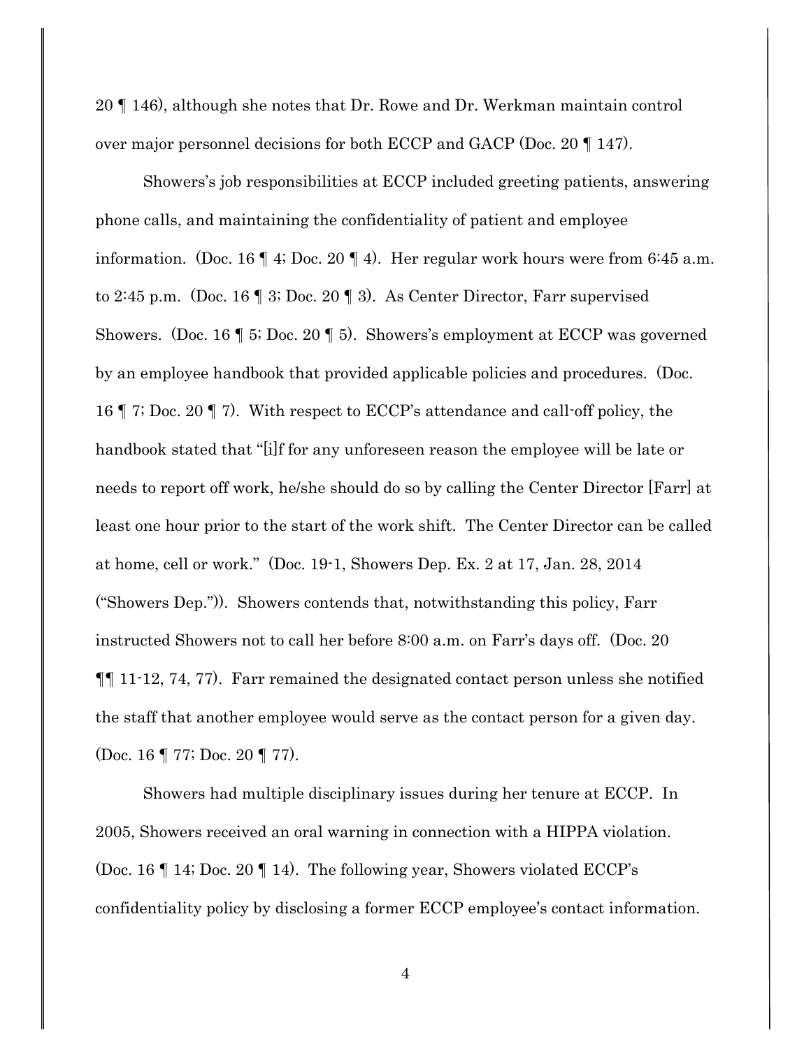20 ¶ 146), although she notes that Dr. Rowe and Dr. Werkman maintain control over major personnel decisions for both ECCP and GACP (Doc. 20 ¶ 147).

Showers's job responsibilities at ECCP included greeting patients, answering phone calls, and maintaining the confidentiality of patient and employee information. (Doc. 16 ¶ 4; Doc. 20 ¶ 4). Her regular work hours were from 6:45 a.m. to 2:45 p.m. (Doc. 16 ¶ 3; Doc. 20 ¶ 3). As Center Director, Farr supervised Showers. (Doc. 16 ¶ 5; Doc. 20 ¶ 5). Showers's employment at ECCP was governed by an employee handbook that provided applicable policies and procedures. (Doc. 16 ¶ 7; Doc. 20 ¶ 7). With respect to ECCP's attendance and call-off policy, the handbook stated that "[i]f for any unforeseen reason the employee will be late or needs to report off work, he/she should do so by calling the Center Director [Farr] at least one hour prior to the start of the work shift. The Center Director can be called at home, cell or work." (Doc. 19-1, Showers Dep. Ex. 2 at 17, Jan. 28, 2014 ("Showers Dep.")). Showers contends that, notwithstanding this policy, Farr instructed Showers not to call her before 8:00 a.m. on Farr's days off. (Doc. 20 ¶¶ 11-12, 74, 77). Farr remained the designated contact person unless she notified the staff that another employee would serve as the contact person for a given day. (Doc. 16 ¶ 77; Doc. 20 ¶ 77).

Showers had multiple disciplinary issues during her tenure at ECCP. In 2005, Showers received an oral warning in connection with a HIPPA violation. (Doc. 16 ¶ 14; Doc. 20 ¶ 14). The following year, Showers violated ECCP's confidentiality policy by disclosing a former ECCP employee's contact information.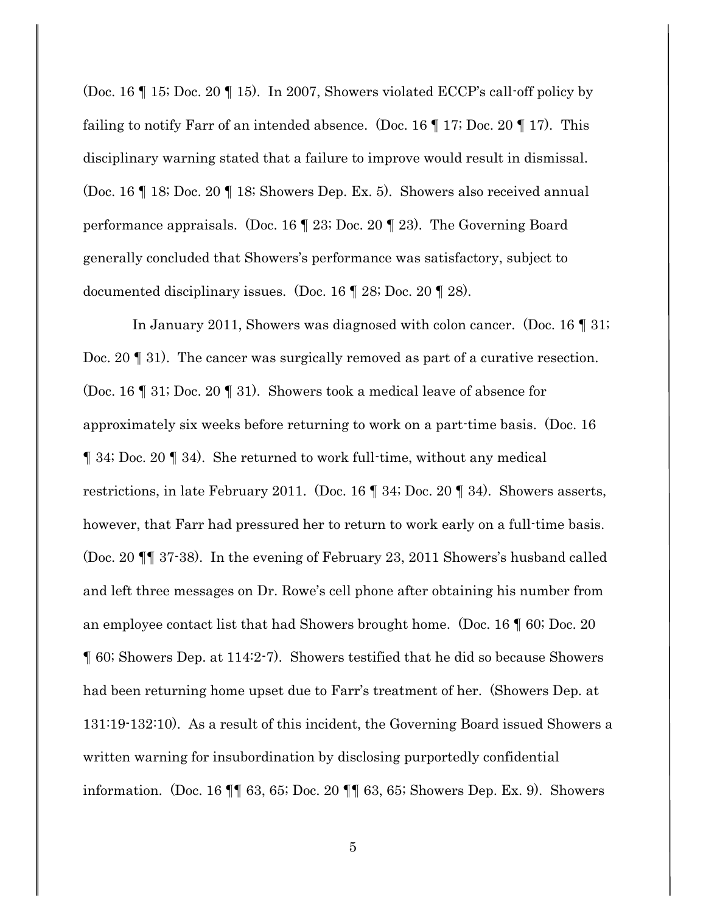(Doc. 16 ¶ 15; Doc. 20 ¶ 15). In 2007, Showers violated ECCP's call-off policy by failing to notify Farr of an intended absence. (Doc. 16 ¶ 17; Doc. 20 ¶ 17). This disciplinary warning stated that a failure to improve would result in dismissal. (Doc. 16 ¶ 18; Doc. 20 ¶ 18; Showers Dep. Ex. 5). Showers also received annual performance appraisals. (Doc. 16 ¶ 23; Doc. 20 ¶ 23). The Governing Board generally concluded that Showers's performance was satisfactory, subject to documented disciplinary issues. (Doc. 16 ¶ 28; Doc. 20 ¶ 28).

In January 2011, Showers was diagnosed with colon cancer. (Doc. 16 ¶ 31; Doc. 20 ¶ 31). The cancer was surgically removed as part of a curative resection. (Doc. 16 ¶ 31; Doc. 20 ¶ 31). Showers took a medical leave of absence for approximately six weeks before returning to work on a part-time basis. (Doc. 16 ¶ 34; Doc. 20 ¶ 34). She returned to work full-time, without any medical restrictions, in late February 2011. (Doc. 16 ¶ 34; Doc. 20 ¶ 34). Showers asserts, however, that Farr had pressured her to return to work early on a full-time basis. (Doc. 20 ¶¶ 37-38). In the evening of February 23, 2011 Showers's husband called and left three messages on Dr. Rowe's cell phone after obtaining his number from an employee contact list that had Showers brought home. (Doc. 16 ¶ 60; Doc. 20 ¶ 60; Showers Dep. at 114:2-7). Showers testified that he did so because Showers had been returning home upset due to Farr's treatment of her. (Showers Dep. at 131:19-132:10). As a result of this incident, the Governing Board issued Showers a written warning for insubordination by disclosing purportedly confidential information. (Doc. 16 ¶¶ 63, 65; Doc. 20 ¶¶ 63, 65; Showers Dep. Ex. 9). Showers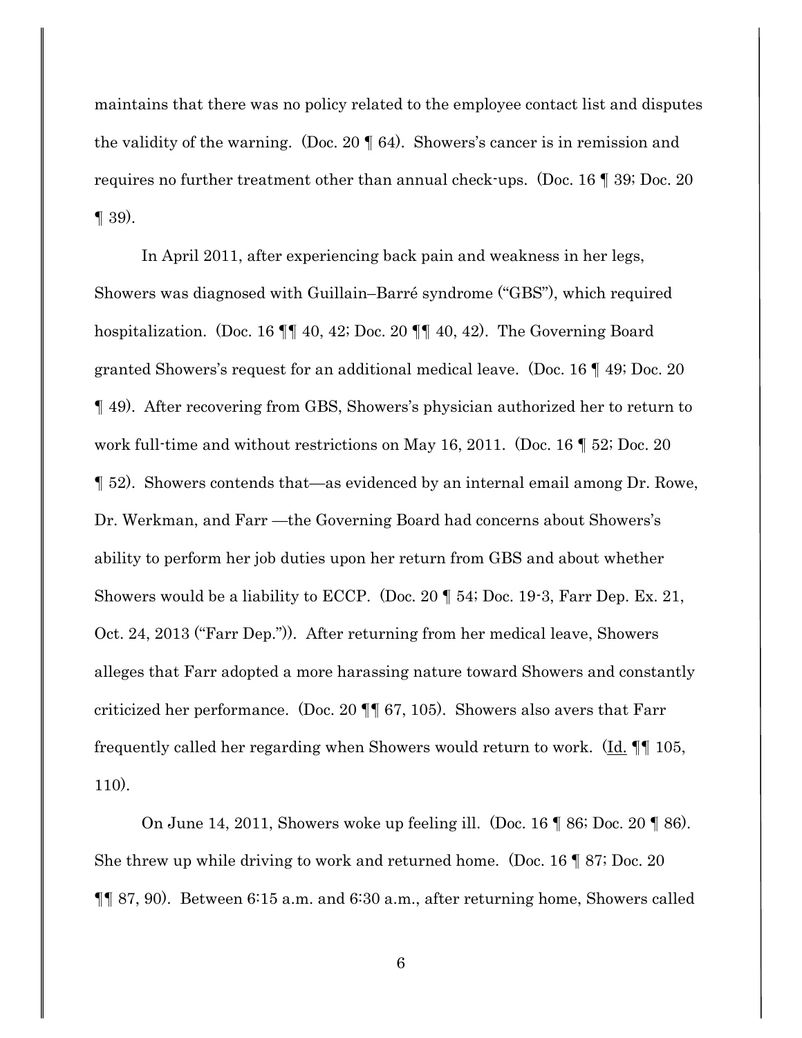maintains that there was no policy related to the employee contact list and disputes the validity of the warning. (Doc. 20 ¶ 64). Showers's cancer is in remission and requires no further treatment other than annual check-ups. (Doc. 16 ¶ 39; Doc. 20 ¶ 39).

In April 2011, after experiencing back pain and weakness in her legs, Showers was diagnosed with Guillain–Barré syndrome ("GBS"), which required hospitalization. (Doc. 16 ¶¶ 40, 42; Doc. 20 ¶¶ 40, 42). The Governing Board granted Showers's request for an additional medical leave. (Doc. 16 ¶ 49; Doc. 20 ¶ 49). After recovering from GBS, Showers's physician authorized her to return to work full-time and without restrictions on May 16, 2011. (Doc. 16 ¶ 52; Doc. 20 ¶ 52). Showers contends that—as evidenced by an internal email among Dr. Rowe, Dr. Werkman, and Farr —the Governing Board had concerns about Showers's ability to perform her job duties upon her return from GBS and about whether Showers would be a liability to ECCP. (Doc. 20 ¶ 54; Doc. 19-3, Farr Dep. Ex. 21, Oct. 24, 2013 ("Farr Dep.")). After returning from her medical leave, Showers alleges that Farr adopted a more harassing nature toward Showers and constantly criticized her performance. (Doc. 20 ¶¶ 67, 105). Showers also avers that Farr frequently called her regarding when Showers would return to work. (Id. ¶¶ 105, 110).

On June 14, 2011, Showers woke up feeling ill. (Doc. 16 ¶ 86; Doc. 20 ¶ 86). She threw up while driving to work and returned home. (Doc. 16 ¶ 87; Doc. 20 ¶¶ 87, 90). Between 6:15 a.m. and 6:30 a.m., after returning home, Showers called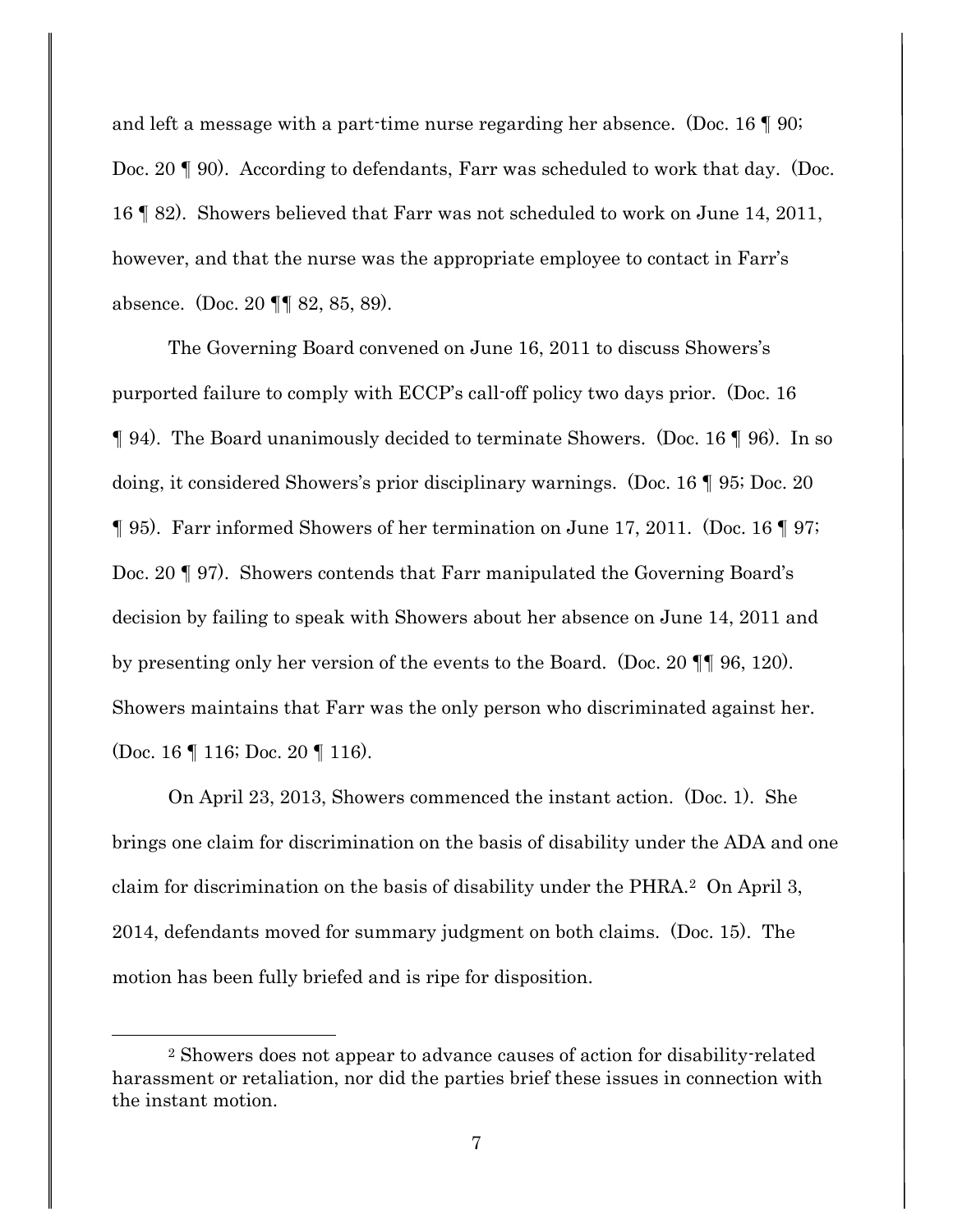and left a message with a part-time nurse regarding her absence. (Doc. 16 ¶ 90; Doc. 20 ¶ 90). According to defendants, Farr was scheduled to work that day. (Doc. 16 ¶ 82). Showers believed that Farr was not scheduled to work on June 14, 2011, however, and that the nurse was the appropriate employee to contact in Farr's absence. (Doc. 20 ¶¶ 82, 85, 89).

The Governing Board convened on June 16, 2011 to discuss Showers's purported failure to comply with ECCP's call-off policy two days prior. (Doc. 16 ¶ 94). The Board unanimously decided to terminate Showers. (Doc. 16 ¶ 96). In so doing, it considered Showers's prior disciplinary warnings. (Doc. 16 ¶ 95; Doc. 20 ¶ 95). Farr informed Showers of her termination on June 17, 2011. (Doc. 16 ¶ 97; Doc. 20 ¶ 97). Showers contends that Farr manipulated the Governing Board's decision by failing to speak with Showers about her absence on June 14, 2011 and by presenting only her version of the events to the Board. (Doc. 20 ¶¶ 96, 120). Showers maintains that Farr was the only person who discriminated against her. (Doc. 16 ¶ 116; Doc. 20 ¶ 116).

On April 23, 2013, Showers commenced the instant action. (Doc. 1). She brings one claim for discrimination on the basis of disability under the ADA and one claim for discrimination on the basis of disability under the PHRA.[2] On April 3, 2014, defendants moved for summary judgment on both claims. (Doc. 15). The motion has been fully briefed and is ripe for disposition.

---

[2] Showers does not appear to advance causes of action for disability-related harassment or retaliation, nor did the parties brief these issues in connection with the instant motion.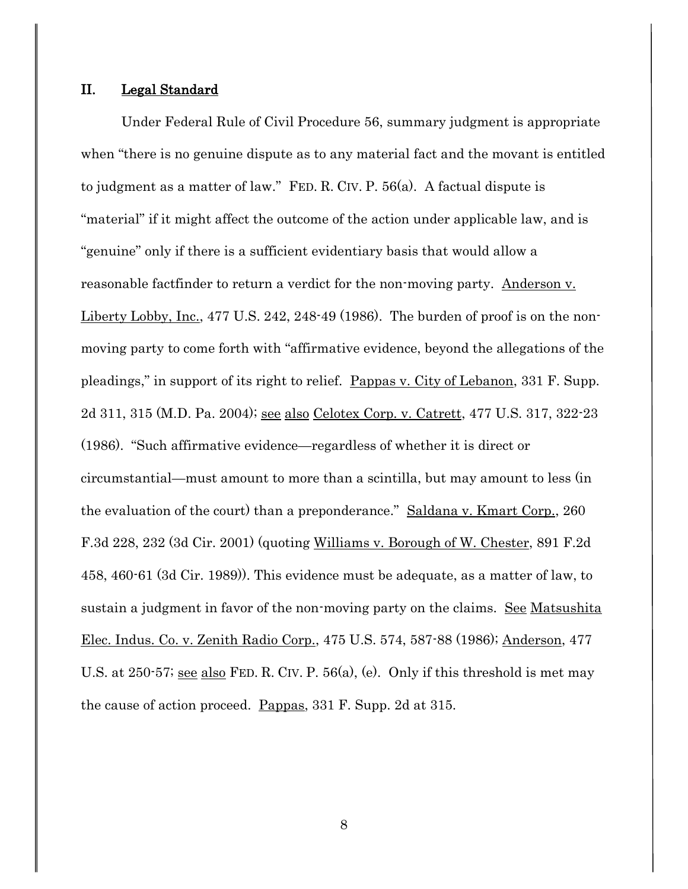## II. Legal Standard

Under Federal Rule of Civil Procedure 56, summary judgment is appropriate when "there is no genuine dispute as to any material fact and the movant is entitled to judgment as a matter of law." FED. R. CIV. P. 56(a). A factual dispute is "material" if it might affect the outcome of the action under applicable law, and is "genuine" only if there is a sufficient evidentiary basis that would allow a reasonable factfinder to return a verdict for the non-moving party. Anderson v. Liberty Lobby, Inc., 477 U.S. 242, 248-49 (1986). The burden of proof is on the non-moving party to come forth with "affirmative evidence, beyond the allegations of the pleadings," in support of its right to relief. Pappas v. City of Lebanon, 331 F. Supp. 2d 311, 315 (M.D. Pa. 2004); see also Celotex Corp. v. Catrett, 477 U.S. 317, 322-23 (1986). "Such affirmative evidence—regardless of whether it is direct or circumstantial—must amount to more than a scintilla, but may amount to less (in the evaluation of the court) than a preponderance." Saldana v. Kmart Corp., 260 F.3d 228, 232 (3d Cir. 2001) (quoting Williams v. Borough of W. Chester, 891 F.2d 458, 460-61 (3d Cir. 1989)). This evidence must be adequate, as a matter of law, to sustain a judgment in favor of the non-moving party on the claims. See Matsushita Elec. Indus. Co. v. Zenith Radio Corp., 475 U.S. 574, 587-88 (1986); Anderson, 477 U.S. at 250-57; see also FED. R. CIV. P. 56(a), (e). Only if this threshold is met may the cause of action proceed. Pappas, 331 F. Supp. 2d at 315.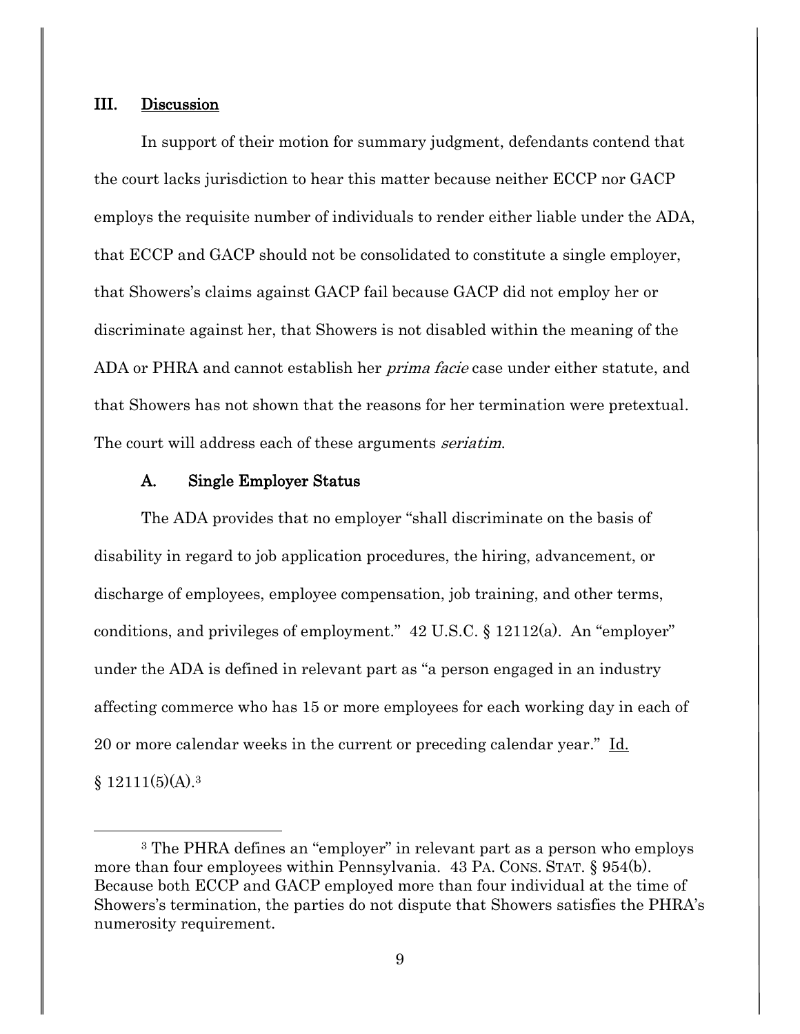## III. Discussion

In support of their motion for summary judgment, defendants contend that the court lacks jurisdiction to hear this matter because neither ECCP nor GACP employs the requisite number of individuals to render either liable under the ADA, that ECCP and GACP should not be consolidated to constitute a single employer, that Showers's claims against GACP fail because GACP did not employ her or discriminate against her, that Showers is not disabled within the meaning of the ADA or PHRA and cannot establish her *prima facie* case under either statute, and that Showers has not shown that the reasons for her termination were pretextual. The court will address each of these arguments *seriatim*.

### A. Single Employer Status

The ADA provides that no employer "shall discriminate on the basis of disability in regard to job application procedures, the hiring, advancement, or discharge of employees, employee compensation, job training, and other terms, conditions, and privileges of employment." 42 U.S.C. § 12112(a). An "employer" under the ADA is defined in relevant part as "a person engaged in an industry affecting commerce who has 15 or more employees for each working day in each of 20 or more calendar weeks in the current or preceding calendar year." Id. § 12111(5)(A).[3]

[3] The PHRA defines an "employer" in relevant part as a person who employs more than four employees within Pennsylvania. 43 PA. CONS. STAT. § 954(b). Because both ECCP and GACP employed more than four individual at the time of Showers's termination, the parties do not dispute that Showers satisfies the PHRA's numerosity requirement.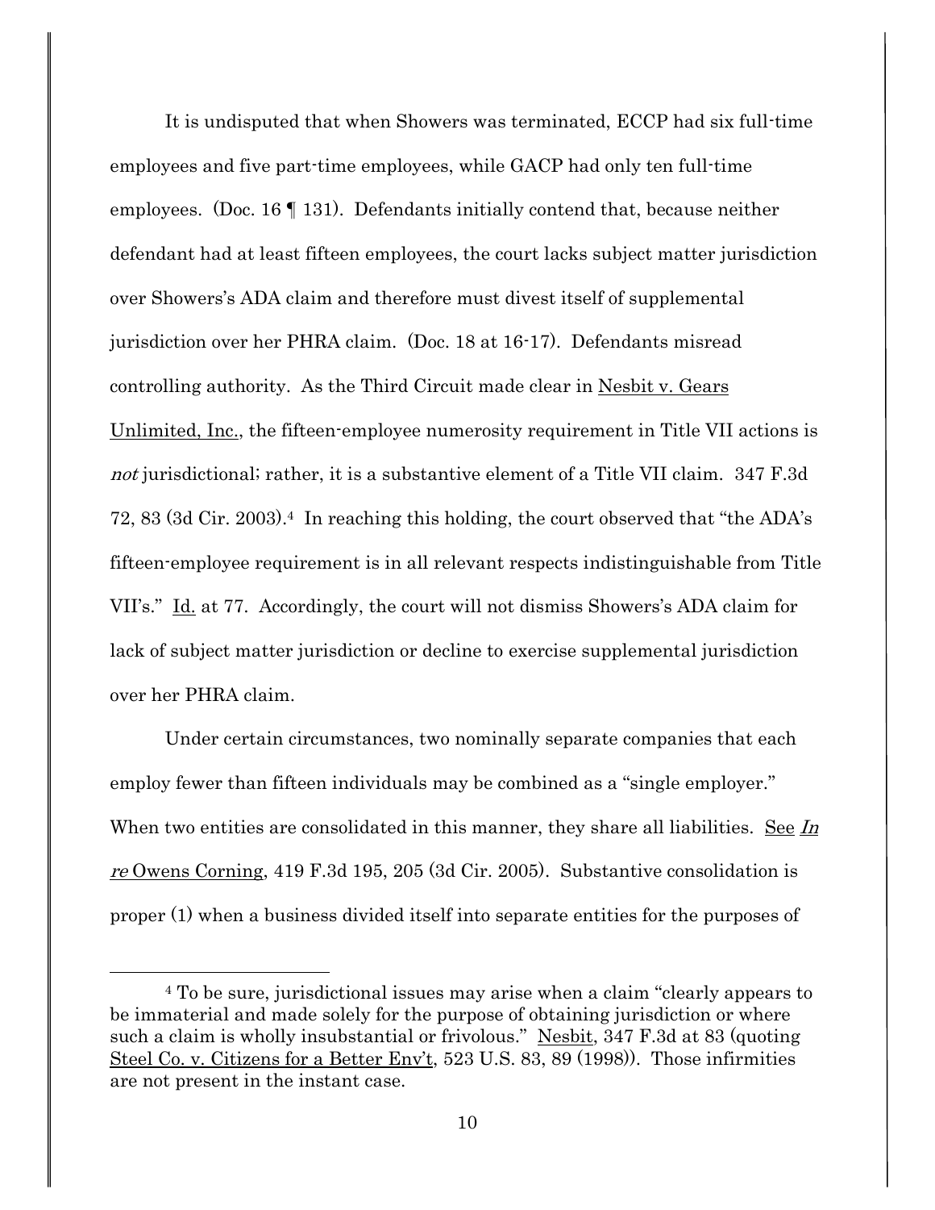It is undisputed that when Showers was terminated, ECCP had six full-time employees and five part-time employees, while GACP had only ten full-time employees. (Doc. 16 ¶ 131). Defendants initially contend that, because neither defendant had at least fifteen employees, the court lacks subject matter jurisdiction over Showers's ADA claim and therefore must divest itself of supplemental jurisdiction over her PHRA claim. (Doc. 18 at 16-17). Defendants misread controlling authority. As the Third Circuit made clear in Nesbit v. Gears Unlimited, Inc., the fifteen-employee numerosity requirement in Title VII actions is *not* jurisdictional; rather, it is a substantive element of a Title VII claim. 347 F.3d 72, 83 (3d Cir. 2003).[4] In reaching this holding, the court observed that "the ADA's fifteen-employee requirement is in all relevant respects indistinguishable from Title VII's." Id. at 77. Accordingly, the court will not dismiss Showers's ADA claim for lack of subject matter jurisdiction or decline to exercise supplemental jurisdiction over her PHRA claim.

Under certain circumstances, two nominally separate companies that each employ fewer than fifteen individuals may be combined as a "single employer." When two entities are consolidated in this manner, they share all liabilities. See *In re* Owens Corning, 419 F.3d 195, 205 (3d Cir. 2005). Substantive consolidation is proper (1) when a business divided itself into separate entities for the purposes of

[4] To be sure, jurisdictional issues may arise when a claim "clearly appears to be immaterial and made solely for the purpose of obtaining jurisdiction or where such a claim is wholly insubstantial or frivolous." Nesbit, 347 F.3d at 83 (quoting Steel Co. v. Citizens for a Better Env't, 523 U.S. 83, 89 (1998)). Those infirmities are not present in the instant case.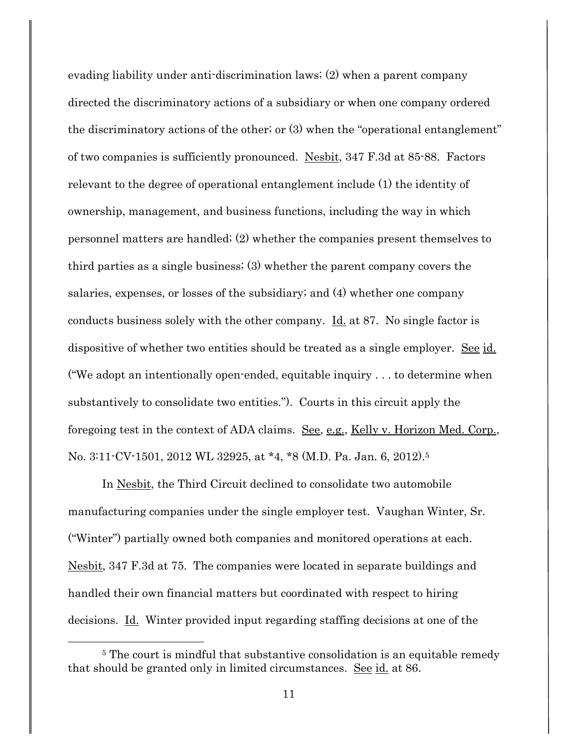evading liability under anti-discrimination laws; (2) when a parent company directed the discriminatory actions of a subsidiary or when one company ordered the discriminatory actions of the other; or (3) when the "operational entanglement" of two companies is sufficiently pronounced. Nesbit, 347 F.3d at 85-88. Factors relevant to the degree of operational entanglement include (1) the identity of ownership, management, and business functions, including the way in which personnel matters are handled; (2) whether the companies present themselves to third parties as a single business; (3) whether the parent company covers the salaries, expenses, or losses of the subsidiary; and (4) whether one company conducts business solely with the other company. Id. at 87. No single factor is dispositive of whether two entities should be treated as a single employer. See id. ("We adopt an intentionally open-ended, equitable inquiry . . . to determine when substantively to consolidate two entities."). Courts in this circuit apply the foregoing test in the context of ADA claims. See, e.g., Kelly v. Horizon Med. Corp., No. 3:11-CV-1501, 2012 WL 32925, at *4, *8 (M.D. Pa. Jan. 6, 2012).[5]

In Nesbit, the Third Circuit declined to consolidate two automobile manufacturing companies under the single employer test. Vaughan Winter, Sr. ("Winter") partially owned both companies and monitored operations at each. Nesbit, 347 F.3d at 75. The companies were located in separate buildings and handled their own financial matters but coordinated with respect to hiring decisions. Id. Winter provided input regarding staffing decisions at one of the

[5] The court is mindful that substantive consolidation is an equitable remedy that should be granted only in limited circumstances. See id. at 86.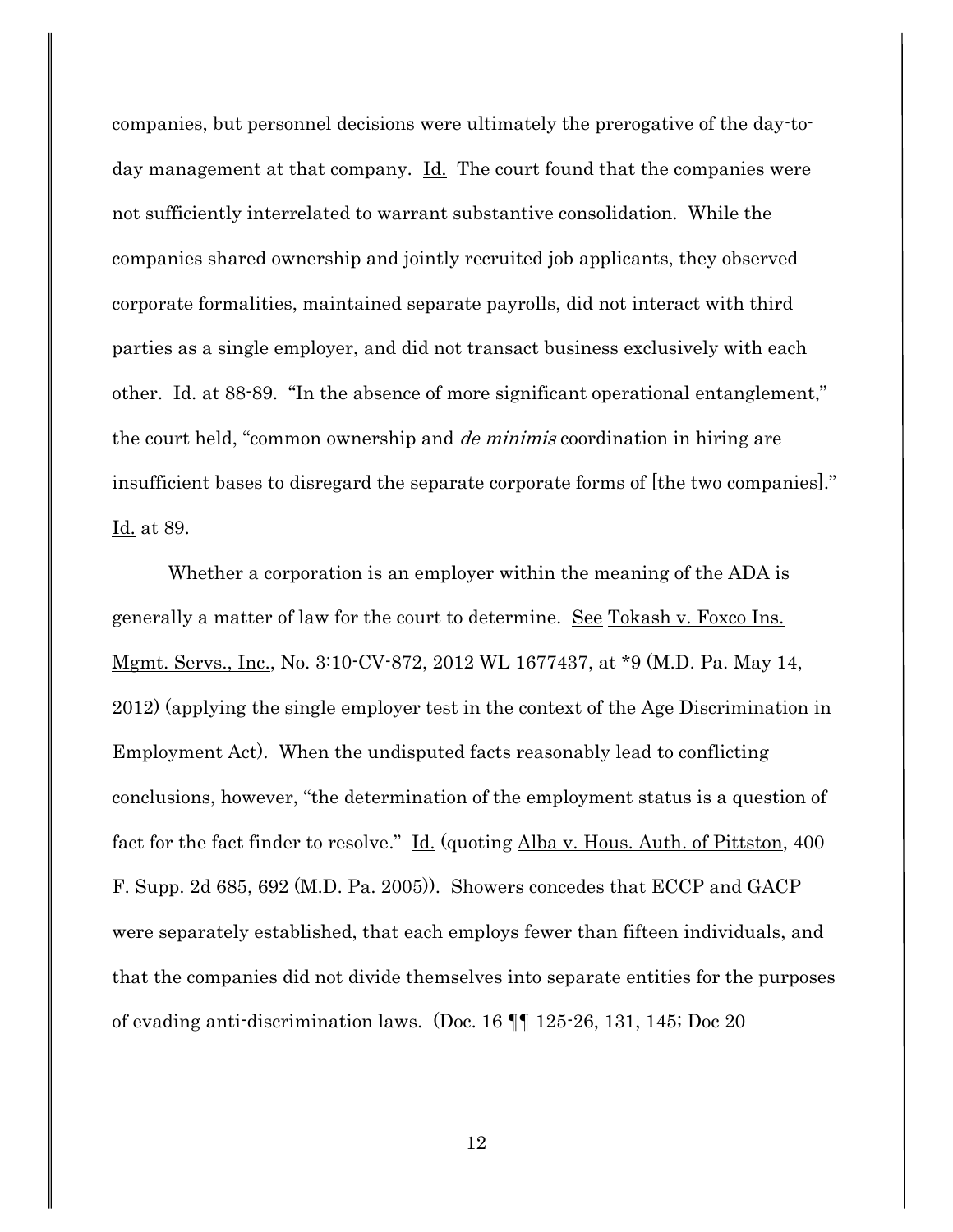companies, but personnel decisions were ultimately the prerogative of the day-to-day management at that company. Id. The court found that the companies were not sufficiently interrelated to warrant substantive consolidation. While the companies shared ownership and jointly recruited job applicants, they observed corporate formalities, maintained separate payrolls, did not interact with third parties as a single employer, and did not transact business exclusively with each other. Id. at 88-89. "In the absence of more significant operational entanglement," the court held, "common ownership and *de minimis* coordination in hiring are insufficient bases to disregard the separate corporate forms of [the two companies]." Id. at 89.

Whether a corporation is an employer within the meaning of the ADA is generally a matter of law for the court to determine. See Tokash v. Foxco Ins. Mgmt. Servs., Inc., No. 3:10-CV-872, 2012 WL 1677437, at *9 (M.D. Pa. May 14, 2012) (applying the single employer test in the context of the Age Discrimination in Employment Act). When the undisputed facts reasonably lead to conflicting conclusions, however, "the determination of the employment status is a question of fact for the fact finder to resolve." Id. (quoting Alba v. Hous. Auth. of Pittston, 400 F. Supp. 2d 685, 692 (M.D. Pa. 2005)). Showers concedes that ECCP and GACP were separately established, that each employs fewer than fifteen individuals, and that the companies did not divide themselves into separate entities for the purposes of evading anti-discrimination laws. (Doc. 16 ¶¶ 125-26, 131, 145; Doc 20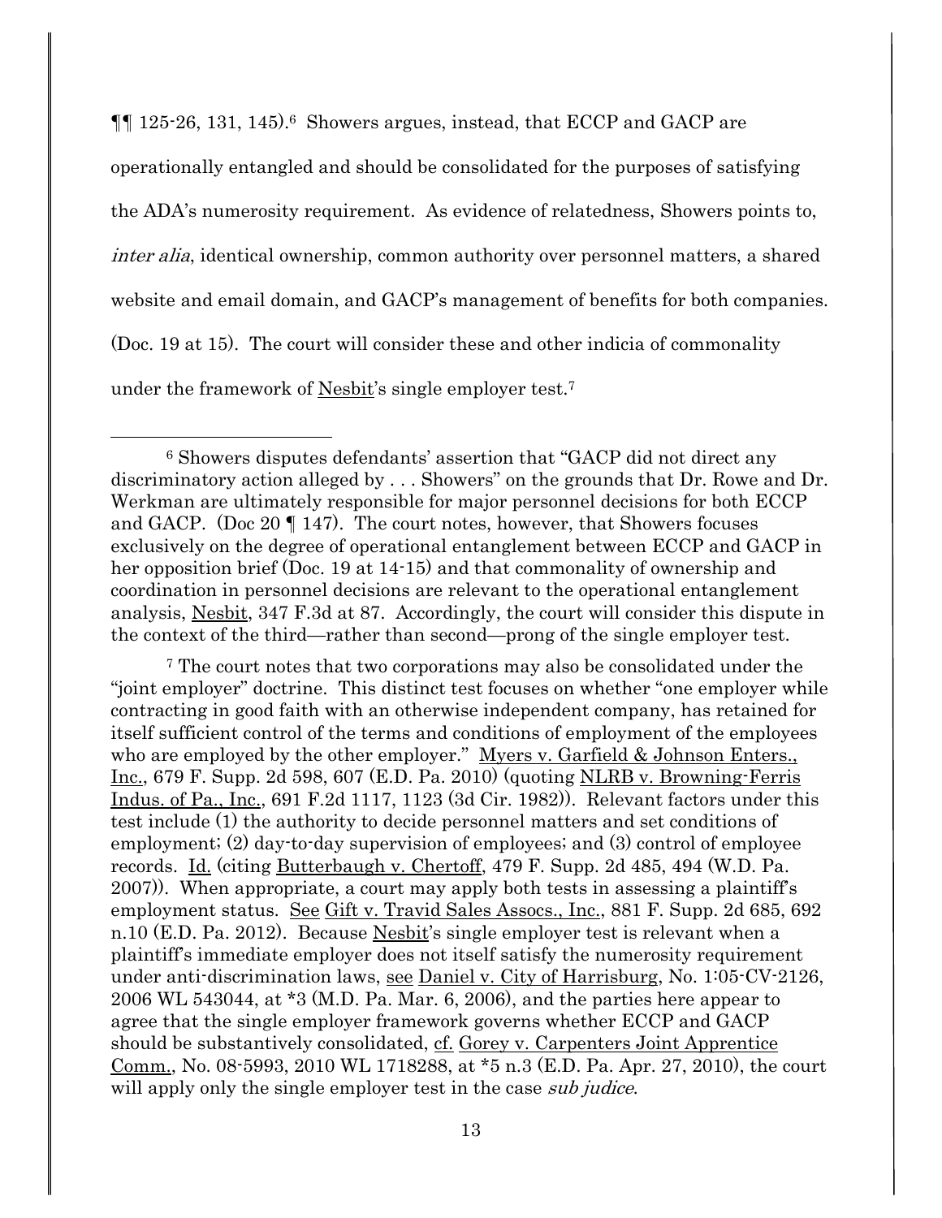¶¶ 125-26, 131, 145).[6] Showers argues, instead, that ECCP and GACP are operationally entangled and should be consolidated for the purposes of satisfying the ADA's numerosity requirement. As evidence of relatedness, Showers points to, *inter alia*, identical ownership, common authority over personnel matters, a shared website and email domain, and GACP's management of benefits for both companies. (Doc. 19 at 15). The court will consider these and other indicia of commonality under the framework of Nesbit's single employer test.[7]

---

[6] Showers disputes defendants' assertion that "GACP did not direct any discriminatory action alleged by . . . Showers" on the grounds that Dr. Rowe and Dr. Werkman are ultimately responsible for major personnel decisions for both ECCP and GACP. (Doc 20 ¶ 147). The court notes, however, that Showers focuses exclusively on the degree of operational entanglement between ECCP and GACP in her opposition brief (Doc. 19 at 14-15) and that commonality of ownership and coordination in personnel decisions are relevant to the operational entanglement analysis, Nesbit, 347 F.3d at 87. Accordingly, the court will consider this dispute in the context of the third—rather than second—prong of the single employer test.

[7] The court notes that two corporations may also be consolidated under the "joint employer" doctrine. This distinct test focuses on whether "one employer while contracting in good faith with an otherwise independent company, has retained for itself sufficient control of the terms and conditions of employment of the employees who are employed by the other employer." Myers v. Garfield & Johnson Enters., Inc., 679 F. Supp. 2d 598, 607 (E.D. Pa. 2010) (quoting NLRB v. Browning-Ferris Indus. of Pa., Inc., 691 F.2d 1117, 1123 (3d Cir. 1982)). Relevant factors under this test include (1) the authority to decide personnel matters and set conditions of employment; (2) day-to-day supervision of employees; and (3) control of employee records. Id. (citing Butterbaugh v. Chertoff, 479 F. Supp. 2d 485, 494 (W.D. Pa. 2007)). When appropriate, a court may apply both tests in assessing a plaintiff's employment status. See Gift v. Travid Sales Assocs., Inc., 881 F. Supp. 2d 685, 692 n.10 (E.D. Pa. 2012). Because Nesbit's single employer test is relevant when a plaintiff's immediate employer does not itself satisfy the numerosity requirement under anti-discrimination laws, see Daniel v. City of Harrisburg, No. 1:05-CV-2126, 2006 WL 543044, at *3 (M.D. Pa. Mar. 6, 2006), and the parties here appear to agree that the single employer framework governs whether ECCP and GACP should be substantively consolidated, cf. Gorey v. Carpenters Joint Apprentice Comm., No. 08-5993, 2010 WL 1718288, at *5 n.3 (E.D. Pa. Apr. 27, 2010), the court will apply only the single employer test in the case *sub judice*.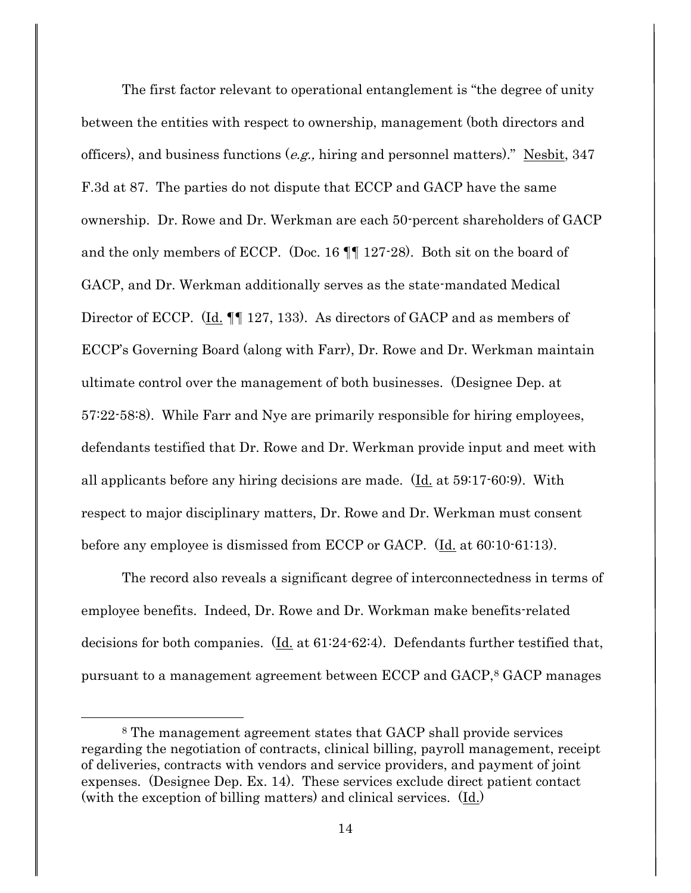The first factor relevant to operational entanglement is "the degree of unity between the entities with respect to ownership, management (both directors and officers), and business functions (*e.g.,* hiring and personnel matters)." Nesbit, 347 F.3d at 87. The parties do not dispute that ECCP and GACP have the same ownership. Dr. Rowe and Dr. Werkman are each 50-percent shareholders of GACP and the only members of ECCP. (Doc. 16 ¶¶ 127-28). Both sit on the board of GACP, and Dr. Werkman additionally serves as the state-mandated Medical Director of ECCP. (Id. ¶¶ 127, 133). As directors of GACP and as members of ECCP's Governing Board (along with Farr), Dr. Rowe and Dr. Werkman maintain ultimate control over the management of both businesses. (Designee Dep. at 57:22-58:8). While Farr and Nye are primarily responsible for hiring employees, defendants testified that Dr. Rowe and Dr. Werkman provide input and meet with all applicants before any hiring decisions are made. (Id. at 59:17-60:9). With respect to major disciplinary matters, Dr. Rowe and Dr. Werkman must consent before any employee is dismissed from ECCP or GACP. (Id. at 60:10-61:13).

The record also reveals a significant degree of interconnectedness in terms of employee benefits. Indeed, Dr. Rowe and Dr. Workman make benefits-related decisions for both companies. (Id. at 61:24-62:4). Defendants further testified that, pursuant to a management agreement between ECCP and GACP,[8] GACP manages

[8] The management agreement states that GACP shall provide services regarding the negotiation of contracts, clinical billing, payroll management, receipt of deliveries, contracts with vendors and service providers, and payment of joint expenses. (Designee Dep. Ex. 14). These services exclude direct patient contact (with the exception of billing matters) and clinical services. (Id.)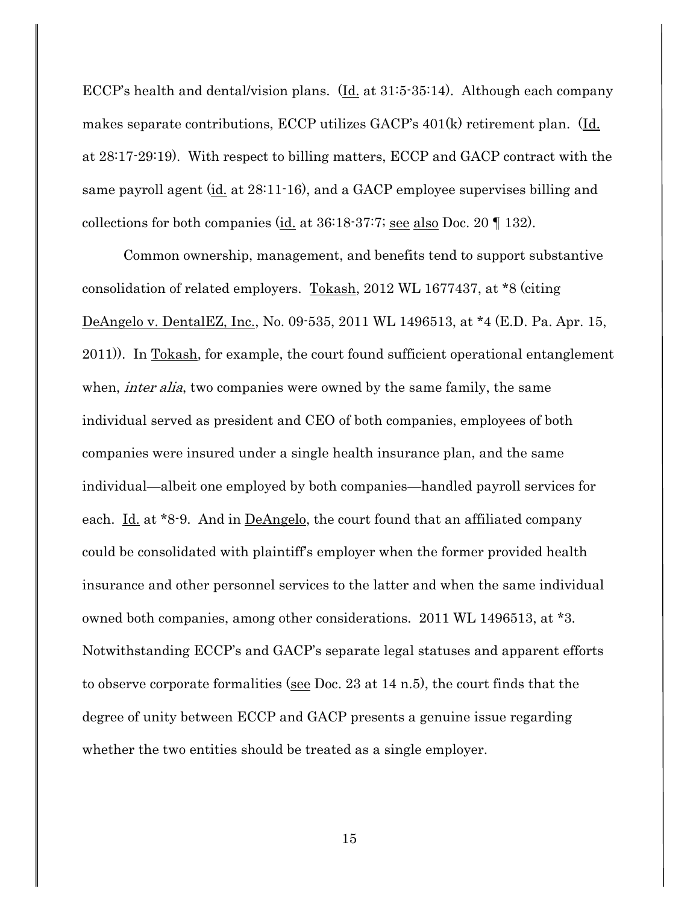ECCP's health and dental/vision plans. (Id. at 31:5-35:14). Although each company makes separate contributions, ECCP utilizes GACP's 401(k) retirement plan. (Id. at 28:17-29:19). With respect to billing matters, ECCP and GACP contract with the same payroll agent (id. at 28:11-16), and a GACP employee supervises billing and collections for both companies (id. at 36:18-37:7; see also Doc. 20 ¶ 132).

Common ownership, management, and benefits tend to support substantive consolidation of related employers. Tokash, 2012 WL 1677437, at *8 (citing DeAngelo v. DentalEZ, Inc., No. 09-535, 2011 WL 1496513, at *4 (E.D. Pa. Apr. 15, 2011)). In Tokash, for example, the court found sufficient operational entanglement when, *inter alia*, two companies were owned by the same family, the same individual served as president and CEO of both companies, employees of both companies were insured under a single health insurance plan, and the same individual—albeit one employed by both companies—handled payroll services for each. Id. at *8-9. And in DeAngelo, the court found that an affiliated company could be consolidated with plaintiff's employer when the former provided health insurance and other personnel services to the latter and when the same individual owned both companies, among other considerations. 2011 WL 1496513, at *3. Notwithstanding ECCP's and GACP's separate legal statuses and apparent efforts to observe corporate formalities (see Doc. 23 at 14 n.5), the court finds that the degree of unity between ECCP and GACP presents a genuine issue regarding whether the two entities should be treated as a single employer.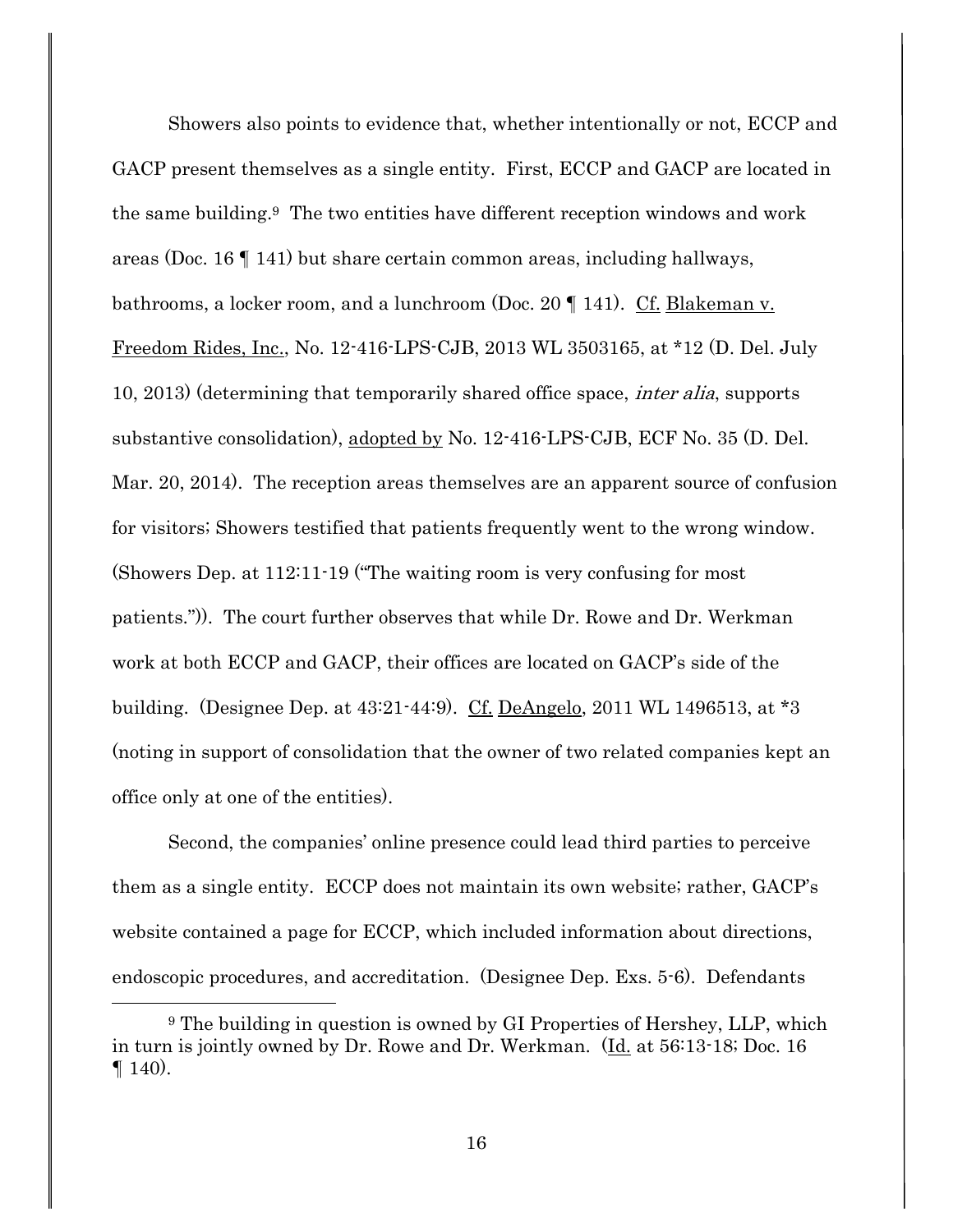Showers also points to evidence that, whether intentionally or not, ECCP and GACP present themselves as a single entity. First, ECCP and GACP are located in the same building.[9] The two entities have different reception windows and work areas (Doc. 16 ¶ 141) but share certain common areas, including hallways, bathrooms, a locker room, and a lunchroom (Doc. 20 ¶ 141). Cf. Blakeman v. Freedom Rides, Inc., No. 12-416-LPS-CJB, 2013 WL 3503165, at *12 (D. Del. July 10, 2013) (determining that temporarily shared office space, *inter alia*, supports substantive consolidation), adopted by No. 12-416-LPS-CJB, ECF No. 35 (D. Del. Mar. 20, 2014). The reception areas themselves are an apparent source of confusion for visitors; Showers testified that patients frequently went to the wrong window. (Showers Dep. at 112:11-19 ("The waiting room is very confusing for most patients.")). The court further observes that while Dr. Rowe and Dr. Werkman work at both ECCP and GACP, their offices are located on GACP's side of the building. (Designee Dep. at 43:21-44:9). Cf. DeAngelo, 2011 WL 1496513, at *3 (noting in support of consolidation that the owner of two related companies kept an office only at one of the entities).

Second, the companies' online presence could lead third parties to perceive them as a single entity. ECCP does not maintain its own website; rather, GACP's website contained a page for ECCP, which included information about directions, endoscopic procedures, and accreditation. (Designee Dep. Exs. 5-6). Defendants

[9] The building in question is owned by GI Properties of Hershey, LLP, which in turn is jointly owned by Dr. Rowe and Dr. Werkman. (Id. at 56:13-18; Doc. 16 ¶ 140).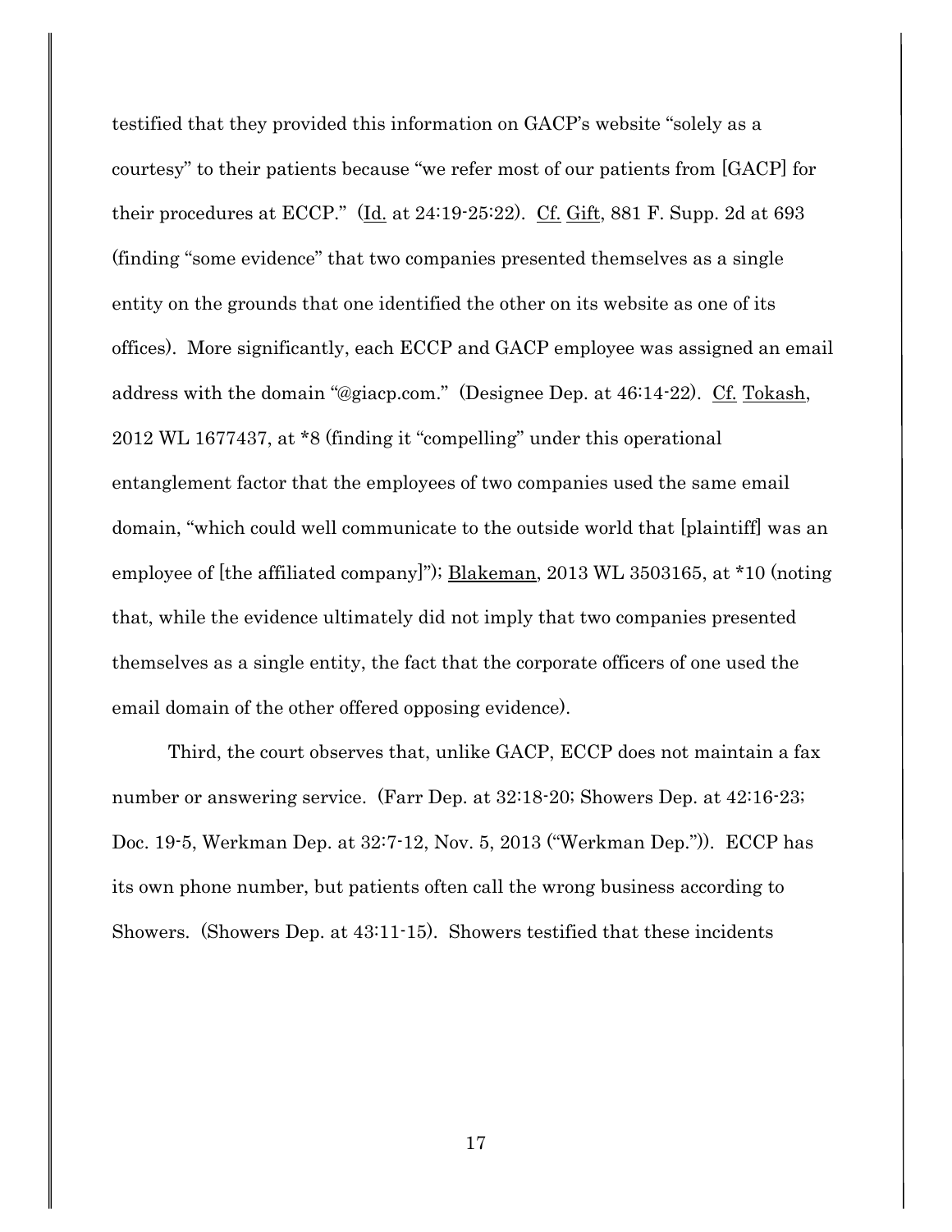testified that they provided this information on GACP's website "solely as a courtesy" to their patients because "we refer most of our patients from [GACP] for their procedures at ECCP." (Id. at 24:19-25:22). Cf. Gift, 881 F. Supp. 2d at 693 (finding "some evidence" that two companies presented themselves as a single entity on the grounds that one identified the other on its website as one of its offices). More significantly, each ECCP and GACP employee was assigned an email address with the domain "@giacp.com." (Designee Dep. at 46:14-22). Cf. Tokash, 2012 WL 1677437, at *8 (finding it "compelling" under this operational entanglement factor that the employees of two companies used the same email domain, "which could well communicate to the outside world that [plaintiff] was an employee of [the affiliated company]"); Blakeman, 2013 WL 3503165, at *10 (noting that, while the evidence ultimately did not imply that two companies presented themselves as a single entity, the fact that the corporate officers of one used the email domain of the other offered opposing evidence).

Third, the court observes that, unlike GACP, ECCP does not maintain a fax number or answering service. (Farr Dep. at 32:18-20; Showers Dep. at 42:16-23; Doc. 19-5, Werkman Dep. at 32:7-12, Nov. 5, 2013 ("Werkman Dep.")). ECCP has its own phone number, but patients often call the wrong business according to Showers. (Showers Dep. at 43:11-15). Showers testified that these incidents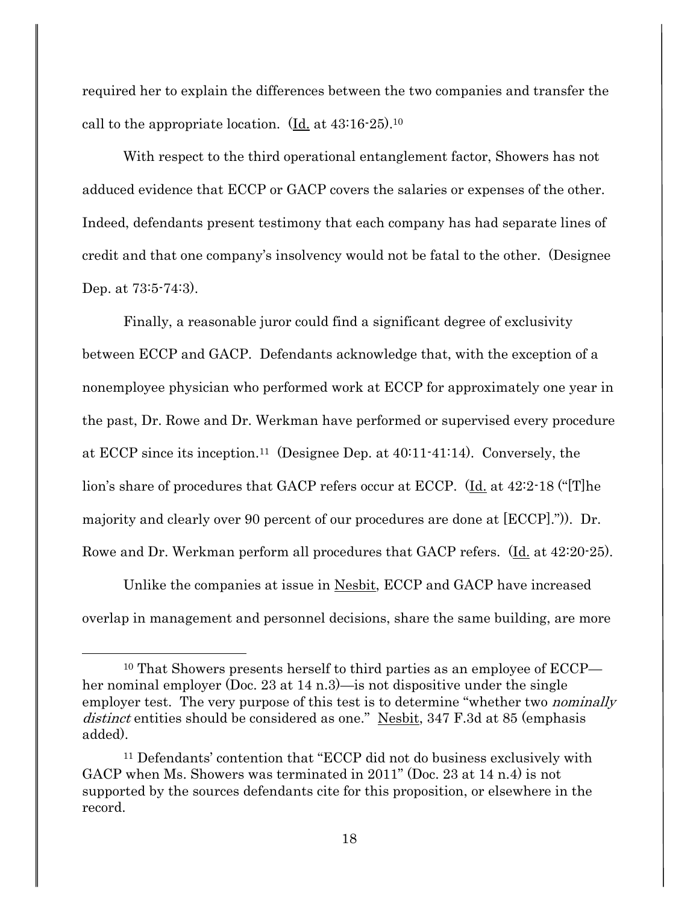required her to explain the differences between the two companies and transfer the call to the appropriate location. (Id. at 43:16-25).[10]

With respect to the third operational entanglement factor, Showers has not adduced evidence that ECCP or GACP covers the salaries or expenses of the other. Indeed, defendants present testimony that each company has had separate lines of credit and that one company's insolvency would not be fatal to the other. (Designee Dep. at 73:5-74:3).

Finally, a reasonable juror could find a significant degree of exclusivity between ECCP and GACP. Defendants acknowledge that, with the exception of a nonemployee physician who performed work at ECCP for approximately one year in the past, Dr. Rowe and Dr. Werkman have performed or supervised every procedure at ECCP since its inception.[11] (Designee Dep. at 40:11-41:14). Conversely, the lion's share of procedures that GACP refers occur at ECCP. (Id. at 42:2-18 ("[T]he majority and clearly over 90 percent of our procedures are done at [ECCP].")). Dr. Rowe and Dr. Werkman perform all procedures that GACP refers. (Id. at 42:20-25).

Unlike the companies at issue in Nesbit, ECCP and GACP have increased overlap in management and personnel decisions, share the same building, are more

---

[10] That Showers presents herself to third parties as an employee of ECCP—her nominal employer (Doc. 23 at 14 n.3)—is not dispositive under the single employer test. The very purpose of this test is to determine "whether two *nominally distinct* entities should be considered as one." Nesbit, 347 F.3d at 85 (emphasis added).

[11] Defendants' contention that "ECCP did not do business exclusively with GACP when Ms. Showers was terminated in 2011" (Doc. 23 at 14 n.4) is not supported by the sources defendants cite for this proposition, or elsewhere in the record.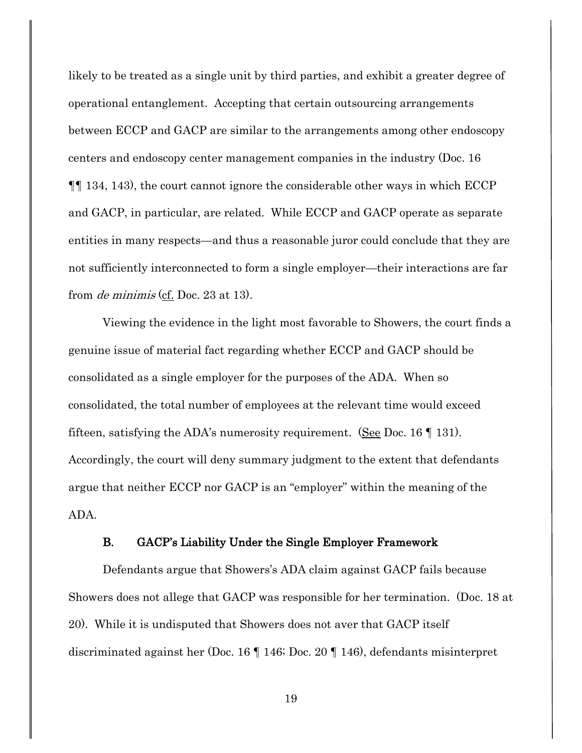likely to be treated as a single unit by third parties, and exhibit a greater degree of operational entanglement. Accepting that certain outsourcing arrangements between ECCP and GACP are similar to the arrangements among other endoscopy centers and endoscopy center management companies in the industry (Doc. 16 ¶¶ 134, 143), the court cannot ignore the considerable other ways in which ECCP and GACP, in particular, are related. While ECCP and GACP operate as separate entities in many respects—and thus a reasonable juror could conclude that they are not sufficiently interconnected to form a single employer—their interactions are far from *de minimis* (cf. Doc. 23 at 13).

Viewing the evidence in the light most favorable to Showers, the court finds a genuine issue of material fact regarding whether ECCP and GACP should be consolidated as a single employer for the purposes of the ADA. When so consolidated, the total number of employees at the relevant time would exceed fifteen, satisfying the ADA's numerosity requirement. (See Doc. 16 ¶ 131). Accordingly, the court will deny summary judgment to the extent that defendants argue that neither ECCP nor GACP is an "employer" within the meaning of the ADA.

### B. GACP's Liability Under the Single Employer Framework

Defendants argue that Showers's ADA claim against GACP fails because Showers does not allege that GACP was responsible for her termination. (Doc. 18 at 20). While it is undisputed that Showers does not aver that GACP itself discriminated against her (Doc. 16 ¶ 146; Doc. 20 ¶ 146), defendants misinterpret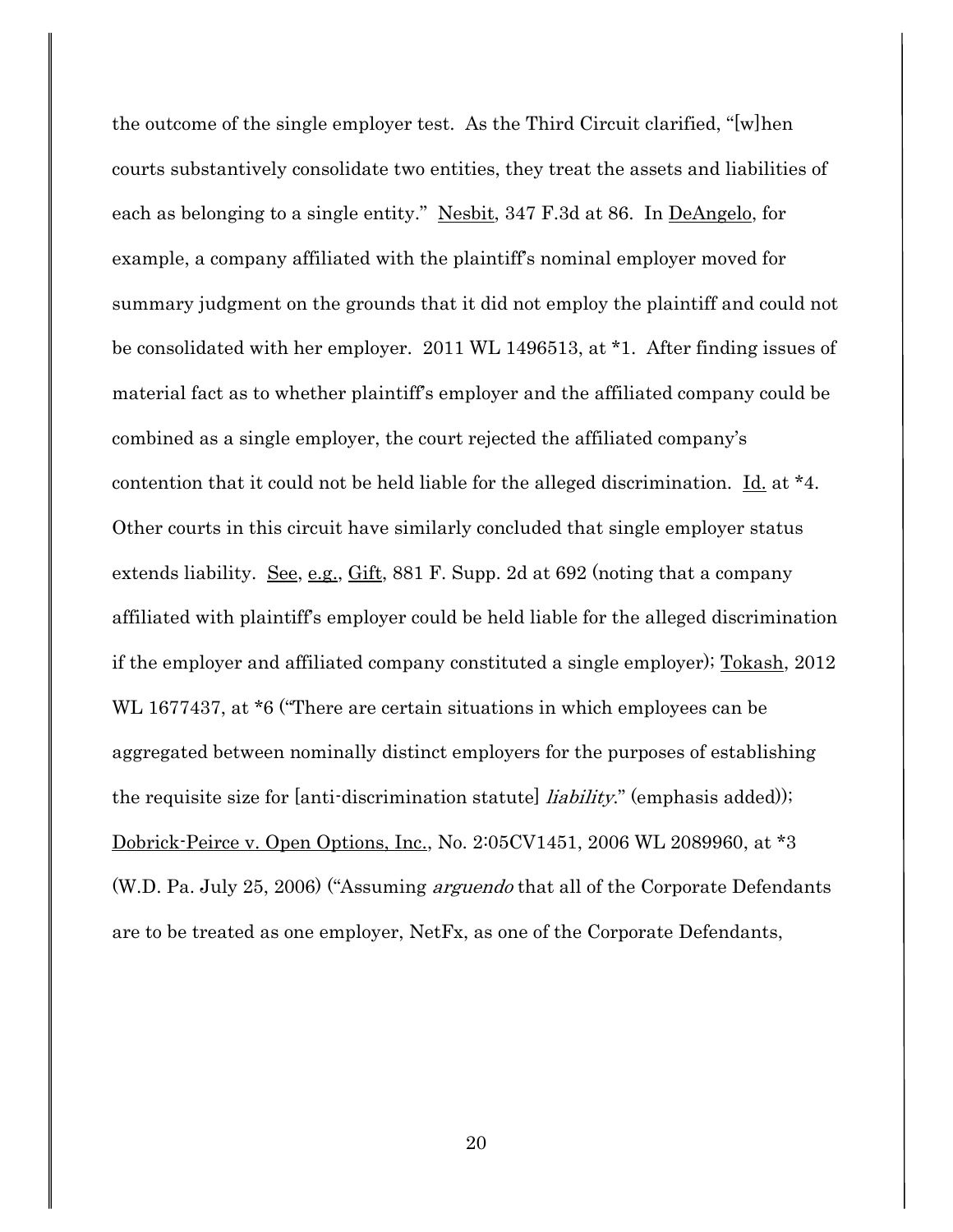the outcome of the single employer test. As the Third Circuit clarified, "[w]hen courts substantively consolidate two entities, they treat the assets and liabilities of each as belonging to a single entity." Nesbit, 347 F.3d at 86. In DeAngelo, for example, a company affiliated with the plaintiff's nominal employer moved for summary judgment on the grounds that it did not employ the plaintiff and could not be consolidated with her employer. 2011 WL 1496513, at *1. After finding issues of material fact as to whether plaintiff's employer and the affiliated company could be combined as a single employer, the court rejected the affiliated company's contention that it could not be held liable for the alleged discrimination. Id. at *4. Other courts in this circuit have similarly concluded that single employer status extends liability. See, e.g., Gift, 881 F. Supp. 2d at 692 (noting that a company affiliated with plaintiff's employer could be held liable for the alleged discrimination if the employer and affiliated company constituted a single employer); Tokash, 2012 WL 1677437, at *6 ("There are certain situations in which employees can be aggregated between nominally distinct employers for the purposes of establishing the requisite size for [anti-discrimination statute] *liability*." (emphasis added)); Dobrick-Peirce v. Open Options, Inc., No. 2:05CV1451, 2006 WL 2089960, at *3 (W.D. Pa. July 25, 2006) ("Assuming *arguendo* that all of the Corporate Defendants are to be treated as one employer, NetFx, as one of the Corporate Defendants,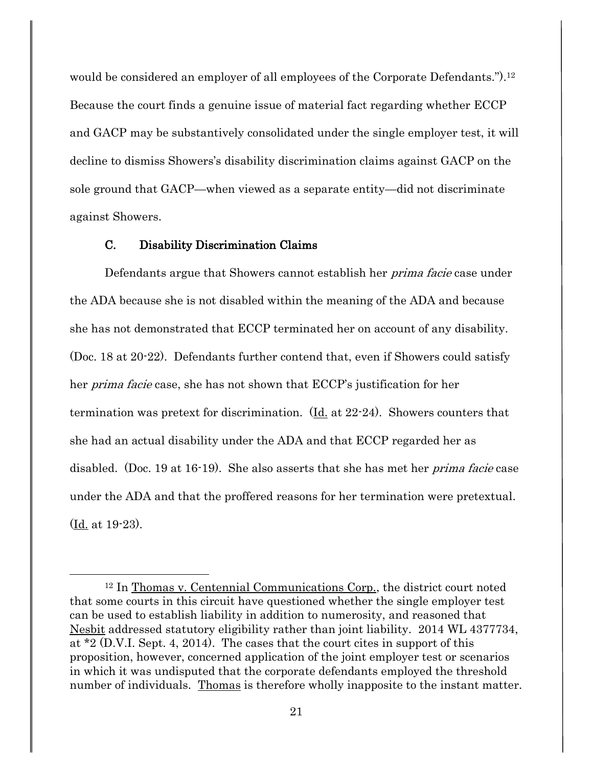would be considered an employer of all employees of the Corporate Defendants.").[12] Because the court finds a genuine issue of material fact regarding whether ECCP and GACP may be substantively consolidated under the single employer test, it will decline to dismiss Showers's disability discrimination claims against GACP on the sole ground that GACP—when viewed as a separate entity—did not discriminate against Showers.

### C. Disability Discrimination Claims

Defendants argue that Showers cannot establish her *prima facie* case under the ADA because she is not disabled within the meaning of the ADA and because she has not demonstrated that ECCP terminated her on account of any disability. (Doc. 18 at 20-22). Defendants further contend that, even if Showers could satisfy her *prima facie* case, she has not shown that ECCP's justification for her termination was pretext for discrimination. (Id. at 22-24). Showers counters that she had an actual disability under the ADA and that ECCP regarded her as disabled. (Doc. 19 at 16-19). She also asserts that she has met her *prima facie* case under the ADA and that the proffered reasons for her termination were pretextual. (Id. at 19-23).

---

[12] In Thomas v. Centennial Communications Corp., the district court noted that some courts in this circuit have questioned whether the single employer test can be used to establish liability in addition to numerosity, and reasoned that Nesbit addressed statutory eligibility rather than joint liability. 2014 WL 4377734, at *2 (D.V.I. Sept. 4, 2014). The cases that the court cites in support of this proposition, however, concerned application of the joint employer test or scenarios in which it was undisputed that the corporate defendants employed the threshold number of individuals. Thomas is therefore wholly inapposite to the instant matter.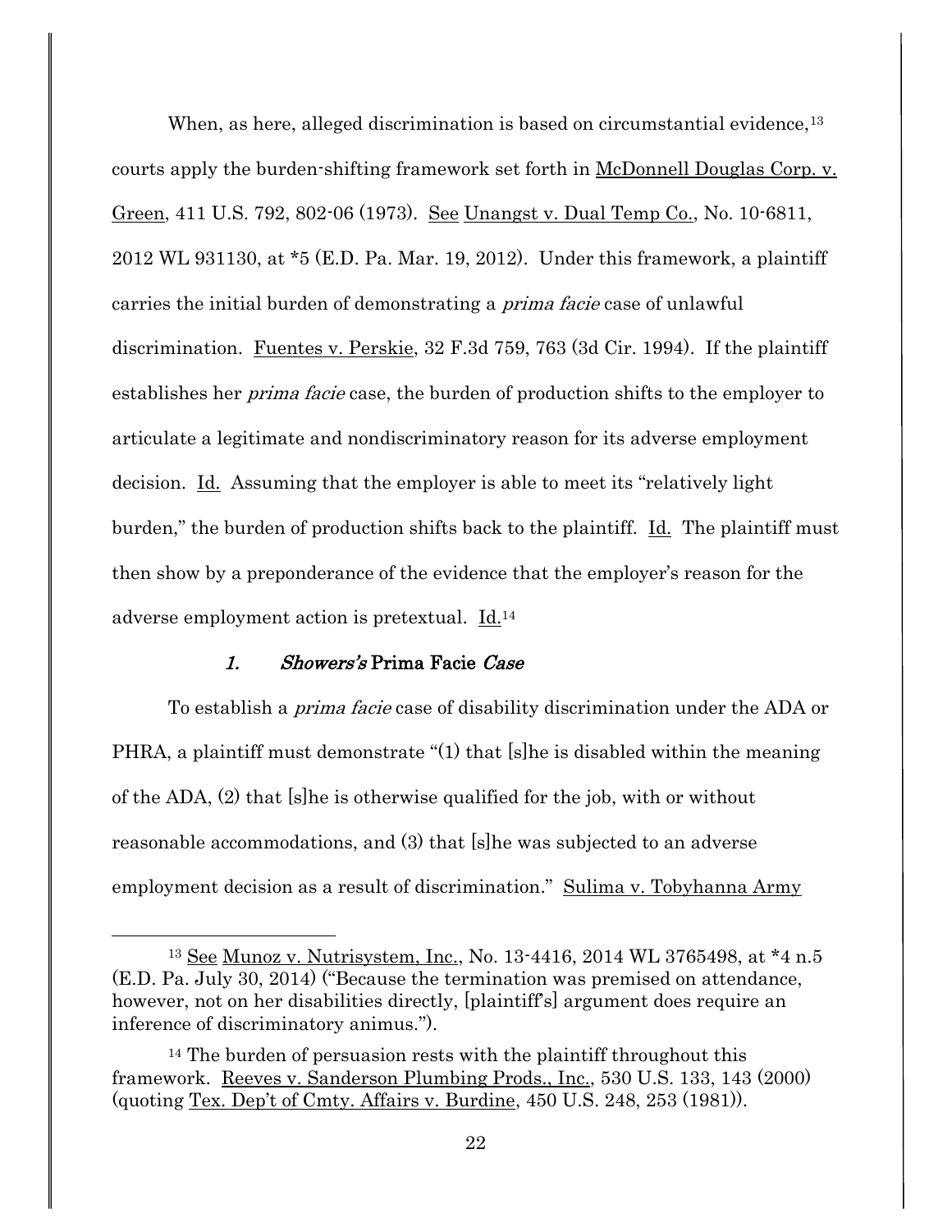When, as here, alleged discrimination is based on circumstantial evidence,[13] courts apply the burden-shifting framework set forth in McDonnell Douglas Corp. v. Green, 411 U.S. 792, 802-06 (1973). See Unangst v. Dual Temp Co., No. 10-6811, 2012 WL 931130, at *5 (E.D. Pa. Mar. 19, 2012). Under this framework, a plaintiff carries the initial burden of demonstrating a *prima facie* case of unlawful discrimination. Fuentes v. Perskie, 32 F.3d 759, 763 (3d Cir. 1994). If the plaintiff establishes her *prima facie* case, the burden of production shifts to the employer to articulate a legitimate and nondiscriminatory reason for its adverse employment decision. Id. Assuming that the employer is able to meet its "relatively light burden," the burden of production shifts back to the plaintiff. Id. The plaintiff must then show by a preponderance of the evidence that the employer's reason for the adverse employment action is pretextual. Id.[14]

### *1. Showers's* Prima Facie *Case*

To establish a *prima facie* case of disability discrimination under the ADA or PHRA, a plaintiff must demonstrate "(1) that [s]he is disabled within the meaning of the ADA, (2) that [s]he is otherwise qualified for the job, with or without reasonable accommodations, and (3) that [s]he was subjected to an adverse employment decision as a result of discrimination." Sulima v. Tobyhanna Army

---

[13] See Munoz v. Nutrisystem, Inc., No. 13-4416, 2014 WL 3765498, at *4 n.5 (E.D. Pa. July 30, 2014) ("Because the termination was premised on attendance, however, not on her disabilities directly, [plaintiff's] argument does require an inference of discriminatory animus.").

[14] The burden of persuasion rests with the plaintiff throughout this framework. Reeves v. Sanderson Plumbing Prods., Inc., 530 U.S. 133, 143 (2000) (quoting Tex. Dep't of Cmty. Affairs v. Burdine, 450 U.S. 248, 253 (1981)).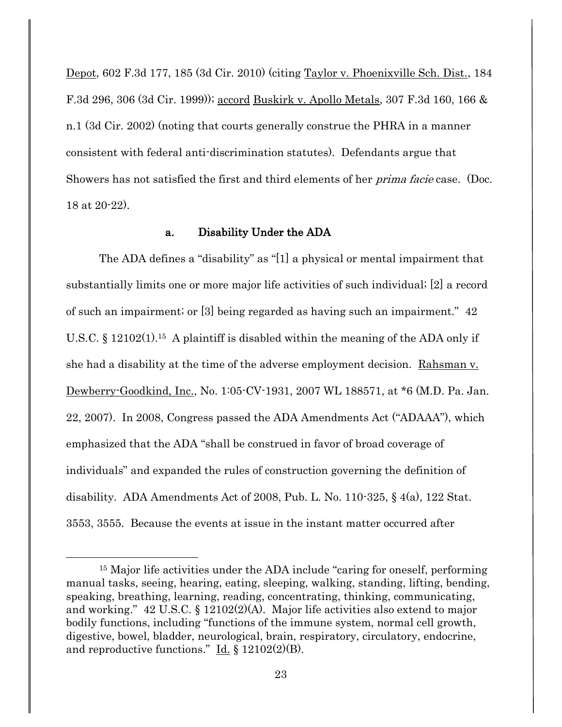Depot, 602 F.3d 177, 185 (3d Cir. 2010) (citing Taylor v. Phoenixville Sch. Dist., 184 F.3d 296, 306 (3d Cir. 1999)); accord Buskirk v. Apollo Metals, 307 F.3d 160, 166 & n.1 (3d Cir. 2002) (noting that courts generally construe the PHRA in a manner consistent with federal anti-discrimination statutes). Defendants argue that Showers has not satisfied the first and third elements of her *prima facie* case. (Doc. 18 at 20-22).

### a. Disability Under the ADA

The ADA defines a "disability" as "[1] a physical or mental impairment that substantially limits one or more major life activities of such individual; [2] a record of such an impairment; or [3] being regarded as having such an impairment." 42 U.S.C. § 12102(1).[15] A plaintiff is disabled within the meaning of the ADA only if she had a disability at the time of the adverse employment decision. Rahsman v. Dewberry-Goodkind, Inc., No. 1:05-CV-1931, 2007 WL 188571, at *6 (M.D. Pa. Jan. 22, 2007). In 2008, Congress passed the ADA Amendments Act ("ADAAA"), which emphasized that the ADA "shall be construed in favor of broad coverage of individuals" and expanded the rules of construction governing the definition of disability. ADA Amendments Act of 2008, Pub. L. No. 110-325, § 4(a), 122 Stat. 3553, 3555. Because the events at issue in the instant matter occurred after

---

[15] Major life activities under the ADA include "caring for oneself, performing manual tasks, seeing, hearing, eating, sleeping, walking, standing, lifting, bending, speaking, breathing, learning, reading, concentrating, thinking, communicating, and working." 42 U.S.C. § 12102(2)(A). Major life activities also extend to major bodily functions, including "functions of the immune system, normal cell growth, digestive, bowel, bladder, neurological, brain, respiratory, circulatory, endocrine, and reproductive functions." Id. § 12102(2)(B).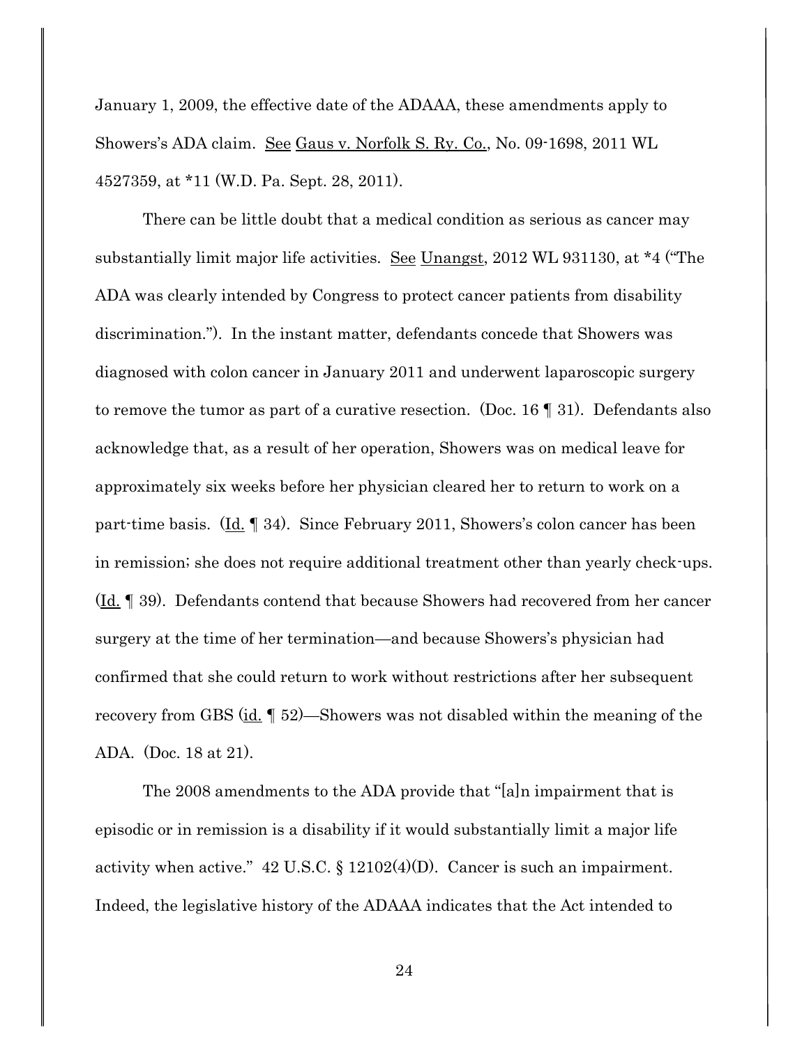January 1, 2009, the effective date of the ADAAA, these amendments apply to Showers's ADA claim. See Gaus v. Norfolk S. Ry. Co., No. 09-1698, 2011 WL 4527359, at *11 (W.D. Pa. Sept. 28, 2011).

There can be little doubt that a medical condition as serious as cancer may substantially limit major life activities. See Unangst, 2012 WL 931130, at *4 ("The ADA was clearly intended by Congress to protect cancer patients from disability discrimination."). In the instant matter, defendants concede that Showers was diagnosed with colon cancer in January 2011 and underwent laparoscopic surgery to remove the tumor as part of a curative resection. (Doc. 16 ¶ 31). Defendants also acknowledge that, as a result of her operation, Showers was on medical leave for approximately six weeks before her physician cleared her to return to work on a part-time basis. (Id. ¶ 34). Since February 2011, Showers's colon cancer has been in remission; she does not require additional treatment other than yearly check-ups. (Id. ¶ 39). Defendants contend that because Showers had recovered from her cancer surgery at the time of her termination—and because Showers's physician had confirmed that she could return to work without restrictions after her subsequent recovery from GBS (id. ¶ 52)—Showers was not disabled within the meaning of the ADA. (Doc. 18 at 21).

The 2008 amendments to the ADA provide that "[a]n impairment that is episodic or in remission is a disability if it would substantially limit a major life activity when active." 42 U.S.C. § 12102(4)(D). Cancer is such an impairment. Indeed, the legislative history of the ADAAA indicates that the Act intended to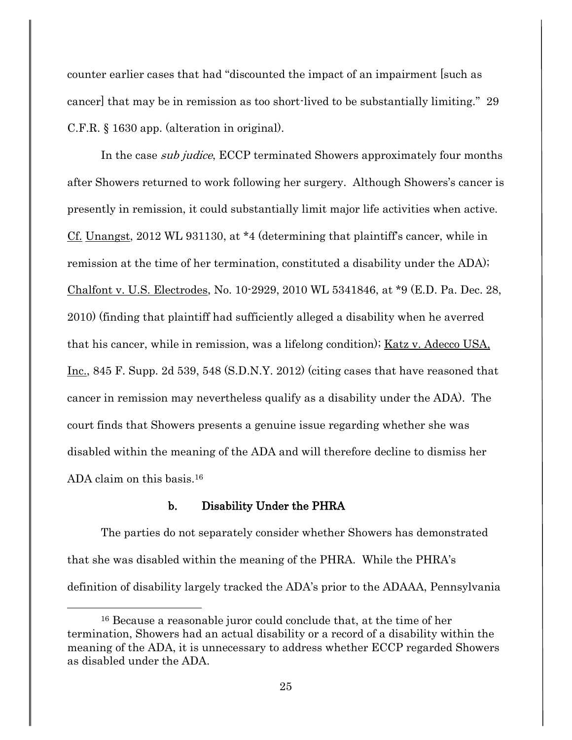counter earlier cases that had "discounted the impact of an impairment [such as cancer] that may be in remission as too short-lived to be substantially limiting." 29 C.F.R. § 1630 app. (alteration in original).

In the case *sub judice*, ECCP terminated Showers approximately four months after Showers returned to work following her surgery. Although Showers's cancer is presently in remission, it could substantially limit major life activities when active. Cf. Unangst, 2012 WL 931130, at *4 (determining that plaintiff's cancer, while in remission at the time of her termination, constituted a disability under the ADA); Chalfont v. U.S. Electrodes, No. 10-2929, 2010 WL 5341846, at *9 (E.D. Pa. Dec. 28, 2010) (finding that plaintiff had sufficiently alleged a disability when he averred that his cancer, while in remission, was a lifelong condition); Katz v. Adecco USA, Inc., 845 F. Supp. 2d 539, 548 (S.D.N.Y. 2012) (citing cases that have reasoned that cancer in remission may nevertheless qualify as a disability under the ADA). The court finds that Showers presents a genuine issue regarding whether she was disabled within the meaning of the ADA and will therefore decline to dismiss her ADA claim on this basis.[16]

#### b. Disability Under the PHRA

The parties do not separately consider whether Showers has demonstrated that she was disabled within the meaning of the PHRA. While the PHRA's definition of disability largely tracked the ADA's prior to the ADAAA, Pennsylvania

---

[16] Because a reasonable juror could conclude that, at the time of her termination, Showers had an actual disability or a record of a disability within the meaning of the ADA, it is unnecessary to address whether ECCP regarded Showers as disabled under the ADA.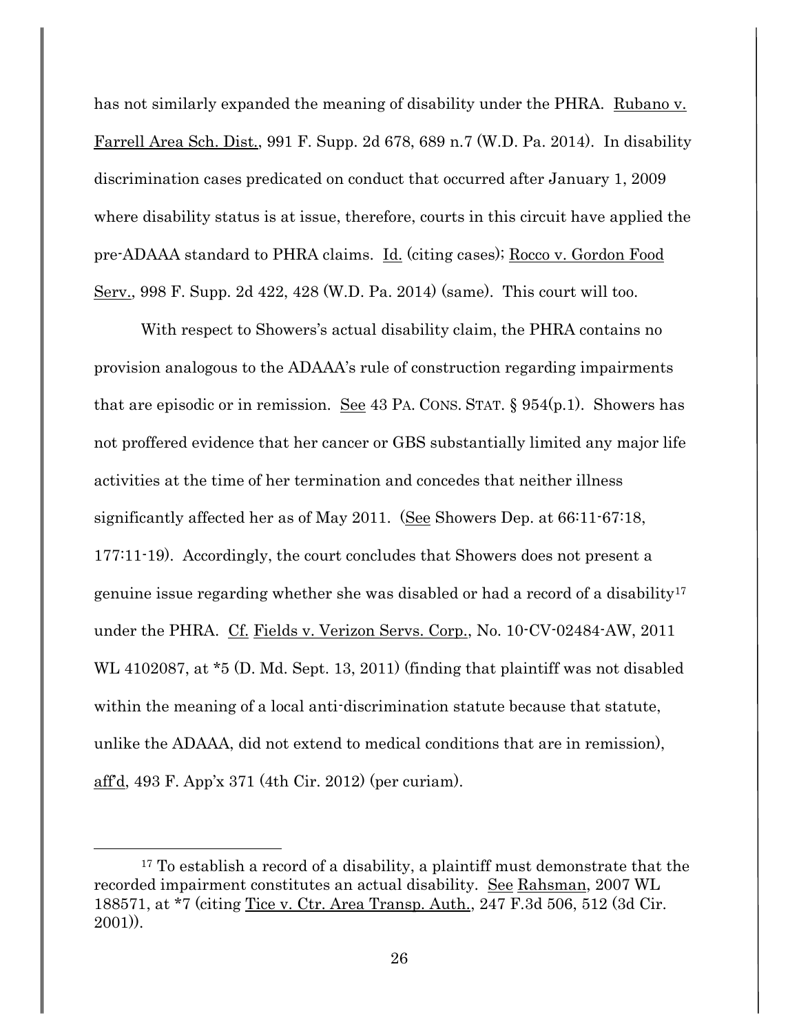has not similarly expanded the meaning of disability under the PHRA. Rubano v. Farrell Area Sch. Dist., 991 F. Supp. 2d 678, 689 n.7 (W.D. Pa. 2014). In disability discrimination cases predicated on conduct that occurred after January 1, 2009 where disability status is at issue, therefore, courts in this circuit have applied the pre-ADAAA standard to PHRA claims. Id. (citing cases); Rocco v. Gordon Food Serv., 998 F. Supp. 2d 422, 428 (W.D. Pa. 2014) (same). This court will too.

With respect to Showers's actual disability claim, the PHRA contains no provision analogous to the ADAAA's rule of construction regarding impairments that are episodic or in remission. See 43 PA. CONS. STAT. § 954(p.1). Showers has not proffered evidence that her cancer or GBS substantially limited any major life activities at the time of her termination and concedes that neither illness significantly affected her as of May 2011. (See Showers Dep. at 66:11-67:18, 177:11-19). Accordingly, the court concludes that Showers does not present a genuine issue regarding whether she was disabled or had a record of a disability[17] under the PHRA. Cf. Fields v. Verizon Servs. Corp., No. 10-CV-02484-AW, 2011 WL 4102087, at *5 (D. Md. Sept. 13, 2011) (finding that plaintiff was not disabled within the meaning of a local anti-discrimination statute because that statute, unlike the ADAAA, did not extend to medical conditions that are in remission), aff'd, 493 F. App'x 371 (4th Cir. 2012) (per curiam).

[17] To establish a record of a disability, a plaintiff must demonstrate that the recorded impairment constitutes an actual disability. See Rahsman, 2007 WL 188571, at *7 (citing Tice v. Ctr. Area Transp. Auth., 247 F.3d 506, 512 (3d Cir. 2001)).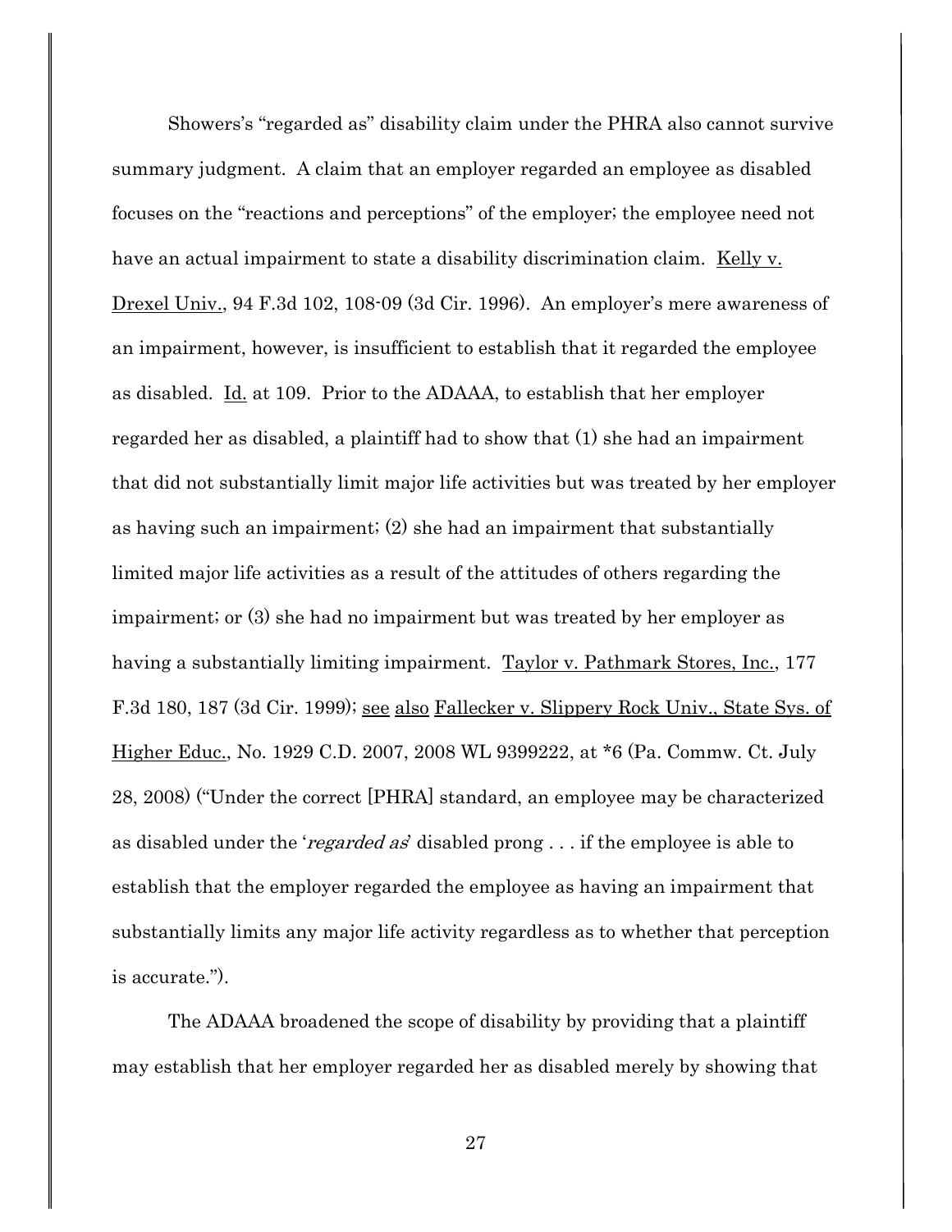Showers's "regarded as" disability claim under the PHRA also cannot survive summary judgment. A claim that an employer regarded an employee as disabled focuses on the "reactions and perceptions" of the employer; the employee need not have an actual impairment to state a disability discrimination claim. Kelly v. Drexel Univ., 94 F.3d 102, 108-09 (3d Cir. 1996). An employer's mere awareness of an impairment, however, is insufficient to establish that it regarded the employee as disabled. Id. at 109. Prior to the ADAAA, to establish that her employer regarded her as disabled, a plaintiff had to show that (1) she had an impairment that did not substantially limit major life activities but was treated by her employer as having such an impairment; (2) she had an impairment that substantially limited major life activities as a result of the attitudes of others regarding the impairment; or (3) she had no impairment but was treated by her employer as having a substantially limiting impairment. Taylor v. Pathmark Stores, Inc., 177 F.3d 180, 187 (3d Cir. 1999); see also Fallecker v. Slippery Rock Univ., State Sys. of Higher Educ., No. 1929 C.D. 2007, 2008 WL 9399222, at *6 (Pa. Commw. Ct. July 28, 2008) ("Under the correct [PHRA] standard, an employee may be characterized as disabled under the '*regarded as*' disabled prong . . . if the employee is able to establish that the employer regarded the employee as having an impairment that substantially limits any major life activity regardless as to whether that perception is accurate.").

The ADAAA broadened the scope of disability by providing that a plaintiff may establish that her employer regarded her as disabled merely by showing that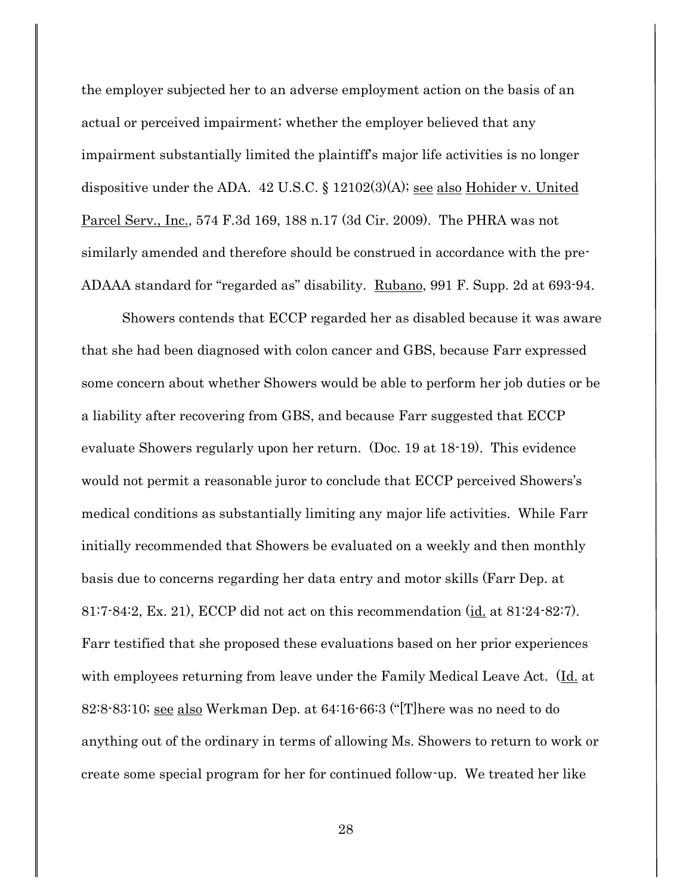the employer subjected her to an adverse employment action on the basis of an actual or perceived impairment; whether the employer believed that any impairment substantially limited the plaintiff's major life activities is no longer dispositive under the ADA. 42 U.S.C. § 12102(3)(A); see also Hohider v. United Parcel Serv., Inc., 574 F.3d 169, 188 n.17 (3d Cir. 2009). The PHRA was not similarly amended and therefore should be construed in accordance with the pre-ADAAA standard for "regarded as" disability. Rubano, 991 F. Supp. 2d at 693-94.

Showers contends that ECCP regarded her as disabled because it was aware that she had been diagnosed with colon cancer and GBS, because Farr expressed some concern about whether Showers would be able to perform her job duties or be a liability after recovering from GBS, and because Farr suggested that ECCP evaluate Showers regularly upon her return. (Doc. 19 at 18-19). This evidence would not permit a reasonable juror to conclude that ECCP perceived Showers's medical conditions as substantially limiting any major life activities. While Farr initially recommended that Showers be evaluated on a weekly and then monthly basis due to concerns regarding her data entry and motor skills (Farr Dep. at 81:7-84:2, Ex. 21), ECCP did not act on this recommendation (id. at 81:24-82:7). Farr testified that she proposed these evaluations based on her prior experiences with employees returning from leave under the Family Medical Leave Act. (Id. at 82:8-83:10; see also Werkman Dep. at 64:16-66:3 ("[T]here was no need to do anything out of the ordinary in terms of allowing Ms. Showers to return to work or create some special program for her for continued follow-up. We treated her like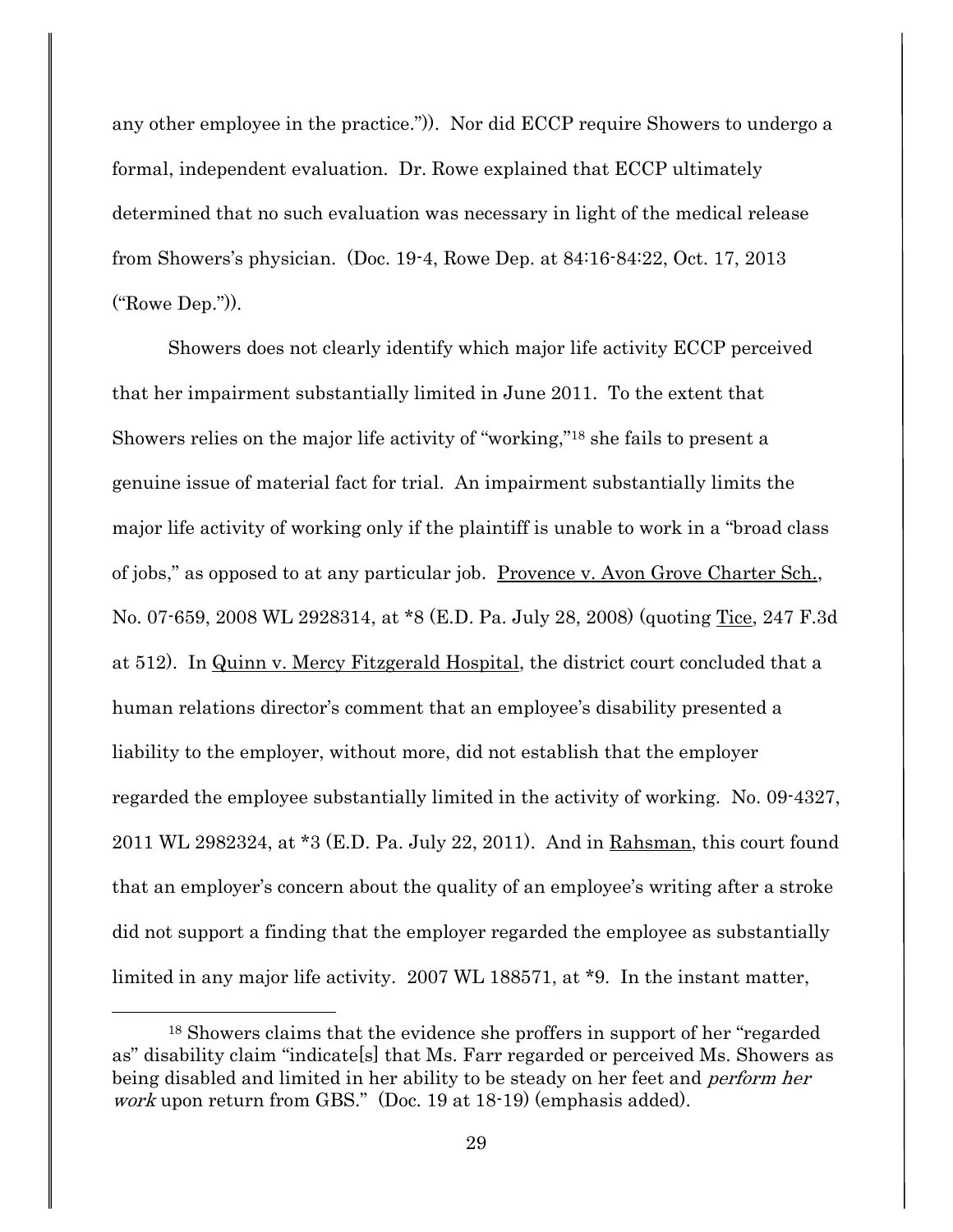any other employee in the practice.")). Nor did ECCP require Showers to undergo a formal, independent evaluation. Dr. Rowe explained that ECCP ultimately determined that no such evaluation was necessary in light of the medical release from Showers's physician. (Doc. 19-4, Rowe Dep. at 84:16-84:22, Oct. 17, 2013 ("Rowe Dep.")).

Showers does not clearly identify which major life activity ECCP perceived that her impairment substantially limited in June 2011. To the extent that Showers relies on the major life activity of "working,"[18] she fails to present a genuine issue of material fact for trial. An impairment substantially limits the major life activity of working only if the plaintiff is unable to work in a "broad class of jobs," as opposed to at any particular job. Provence v. Avon Grove Charter Sch., No. 07-659, 2008 WL 2928314, at *8 (E.D. Pa. July 28, 2008) (quoting Tice, 247 F.3d at 512). In Quinn v. Mercy Fitzgerald Hospital, the district court concluded that a human relations director's comment that an employee's disability presented a liability to the employer, without more, did not establish that the employer regarded the employee substantially limited in the activity of working. No. 09-4327, 2011 WL 2982324, at *3 (E.D. Pa. July 22, 2011). And in Rahsman, this court found that an employer's concern about the quality of an employee's writing after a stroke did not support a finding that the employer regarded the employee as substantially limited in any major life activity. 2007 WL 188571, at *9. In the instant matter,

[18] Showers claims that the evidence she proffers in support of her "regarded as" disability claim "indicate[s] that Ms. Farr regarded or perceived Ms. Showers as being disabled and limited in her ability to be steady on her feet and *perform her work* upon return from GBS." (Doc. 19 at 18-19) (emphasis added).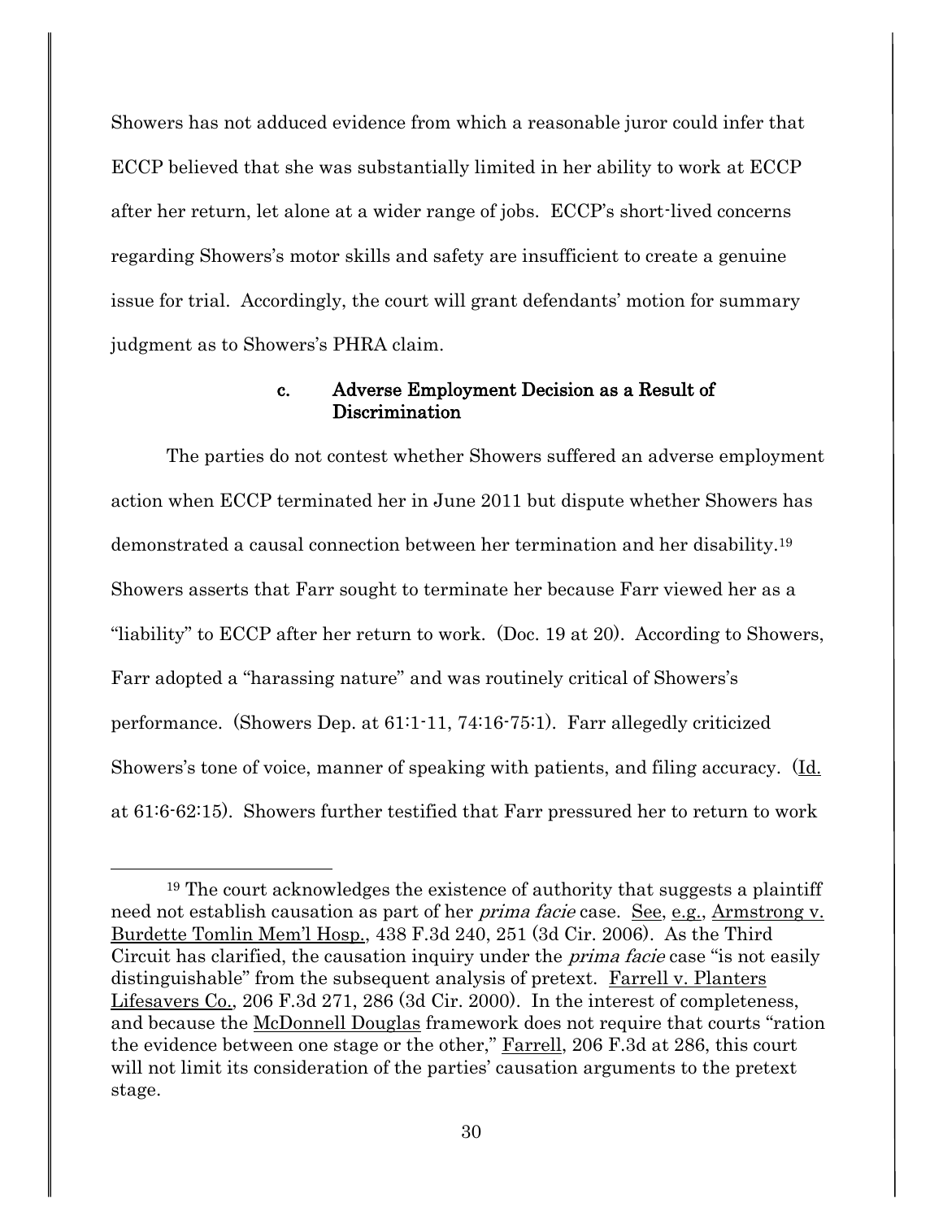Showers has not adduced evidence from which a reasonable juror could infer that ECCP believed that she was substantially limited in her ability to work at ECCP after her return, let alone at a wider range of jobs. ECCP's short-lived concerns regarding Showers's motor skills and safety are insufficient to create a genuine issue for trial. Accordingly, the court will grant defendants' motion for summary judgment as to Showers's PHRA claim.

#### c. Adverse Employment Decision as a Result of Discrimination

The parties do not contest whether Showers suffered an adverse employment action when ECCP terminated her in June 2011 but dispute whether Showers has demonstrated a causal connection between her termination and her disability.[19] Showers asserts that Farr sought to terminate her because Farr viewed her as a "liability" to ECCP after her return to work. (Doc. 19 at 20). According to Showers, Farr adopted a "harassing nature" and was routinely critical of Showers's performance. (Showers Dep. at 61:1-11, 74:16-75:1). Farr allegedly criticized Showers's tone of voice, manner of speaking with patients, and filing accuracy. (Id. at 61:6-62:15). Showers further testified that Farr pressured her to return to work

[19] The court acknowledges the existence of authority that suggests a plaintiff need not establish causation as part of her *prima facie* case. See, e.g., Armstrong v. Burdette Tomlin Mem'l Hosp., 438 F.3d 240, 251 (3d Cir. 2006). As the Third Circuit has clarified, the causation inquiry under the *prima facie* case "is not easily distinguishable" from the subsequent analysis of pretext. Farrell v. Planters Lifesavers Co., 206 F.3d 271, 286 (3d Cir. 2000). In the interest of completeness, and because the McDonnell Douglas framework does not require that courts "ration the evidence between one stage or the other," Farrell, 206 F.3d at 286, this court will not limit its consideration of the parties' causation arguments to the pretext stage.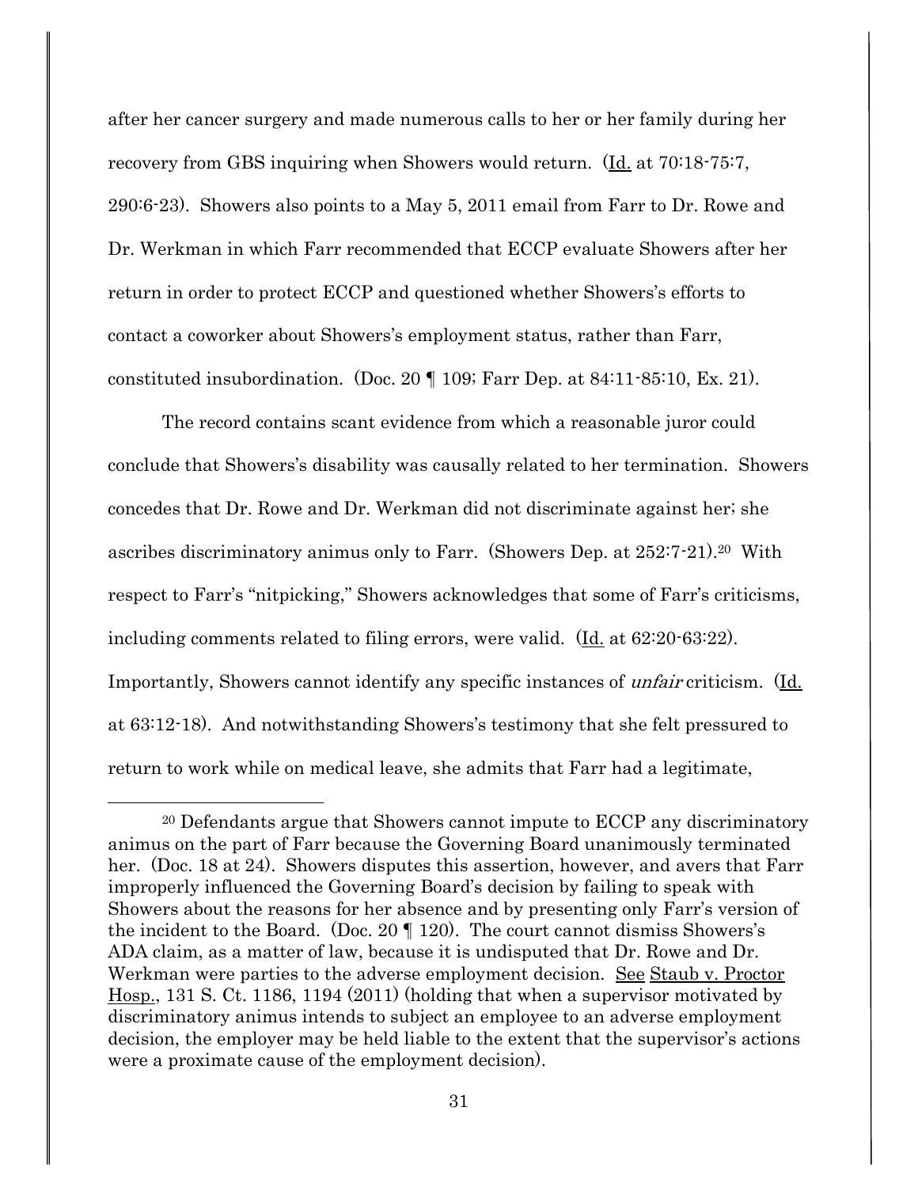after her cancer surgery and made numerous calls to her or her family during her recovery from GBS inquiring when Showers would return. (Id. at 70:18-75:7, 290:6-23). Showers also points to a May 5, 2011 email from Farr to Dr. Rowe and Dr. Werkman in which Farr recommended that ECCP evaluate Showers after her return in order to protect ECCP and questioned whether Showers's efforts to contact a coworker about Showers's employment status, rather than Farr, constituted insubordination. (Doc. 20 ¶ 109; Farr Dep. at 84:11-85:10, Ex. 21).

The record contains scant evidence from which a reasonable juror could conclude that Showers's disability was causally related to her termination. Showers concedes that Dr. Rowe and Dr. Werkman did not discriminate against her; she ascribes discriminatory animus only to Farr. (Showers Dep. at 252:7-21).[20] With respect to Farr's "nitpicking," Showers acknowledges that some of Farr's criticisms, including comments related to filing errors, were valid. (Id. at 62:20-63:22). Importantly, Showers cannot identify any specific instances of *unfair* criticism. (Id. at 63:12-18). And notwithstanding Showers's testimony that she felt pressured to return to work while on medical leave, she admits that Farr had a legitimate,

[20] Defendants argue that Showers cannot impute to ECCP any discriminatory animus on the part of Farr because the Governing Board unanimously terminated her. (Doc. 18 at 24). Showers disputes this assertion, however, and avers that Farr improperly influenced the Governing Board's decision by failing to speak with Showers about the reasons for her absence and by presenting only Farr's version of the incident to the Board. (Doc. 20 ¶ 120). The court cannot dismiss Showers's ADA claim, as a matter of law, because it is undisputed that Dr. Rowe and Dr. Werkman were parties to the adverse employment decision. See Staub v. Proctor Hosp., 131 S. Ct. 1186, 1194 (2011) (holding that when a supervisor motivated by discriminatory animus intends to subject an employee to an adverse employment decision, the employer may be held liable to the extent that the supervisor's actions were a proximate cause of the employment decision).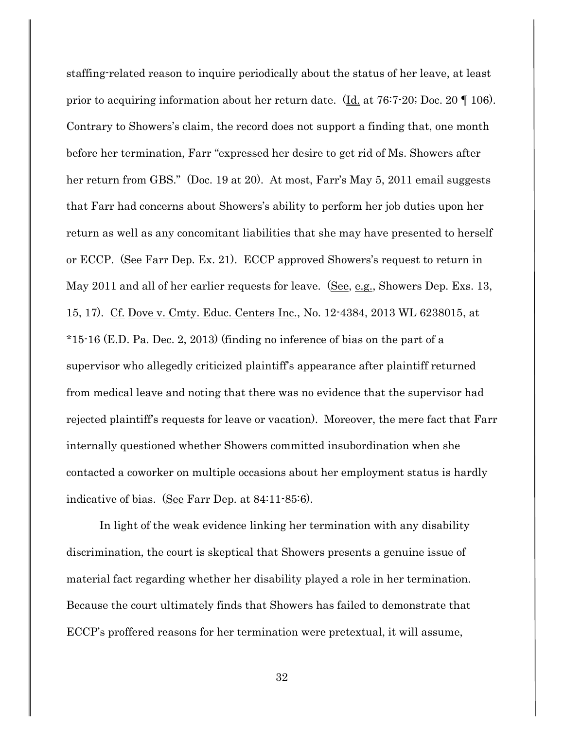staffing-related reason to inquire periodically about the status of her leave, at least prior to acquiring information about her return date. (Id. at 76:7-20; Doc. 20 ¶ 106). Contrary to Showers's claim, the record does not support a finding that, one month before her termination, Farr "expressed her desire to get rid of Ms. Showers after her return from GBS." (Doc. 19 at 20). At most, Farr's May 5, 2011 email suggests that Farr had concerns about Showers's ability to perform her job duties upon her return as well as any concomitant liabilities that she may have presented to herself or ECCP. (See Farr Dep. Ex. 21). ECCP approved Showers's request to return in May 2011 and all of her earlier requests for leave. (See, e.g., Showers Dep. Exs. 13, 15, 17). Cf. Dove v. Cmty. Educ. Centers Inc., No. 12-4384, 2013 WL 6238015, at *15-16 (E.D. Pa. Dec. 2, 2013) (finding no inference of bias on the part of a supervisor who allegedly criticized plaintiff's appearance after plaintiff returned from medical leave and noting that there was no evidence that the supervisor had rejected plaintiff's requests for leave or vacation). Moreover, the mere fact that Farr internally questioned whether Showers committed insubordination when she contacted a coworker on multiple occasions about her employment status is hardly indicative of bias. (See Farr Dep. at 84:11-85:6).

In light of the weak evidence linking her termination with any disability discrimination, the court is skeptical that Showers presents a genuine issue of material fact regarding whether her disability played a role in her termination. Because the court ultimately finds that Showers has failed to demonstrate that ECCP's proffered reasons for her termination were pretextual, it will assume,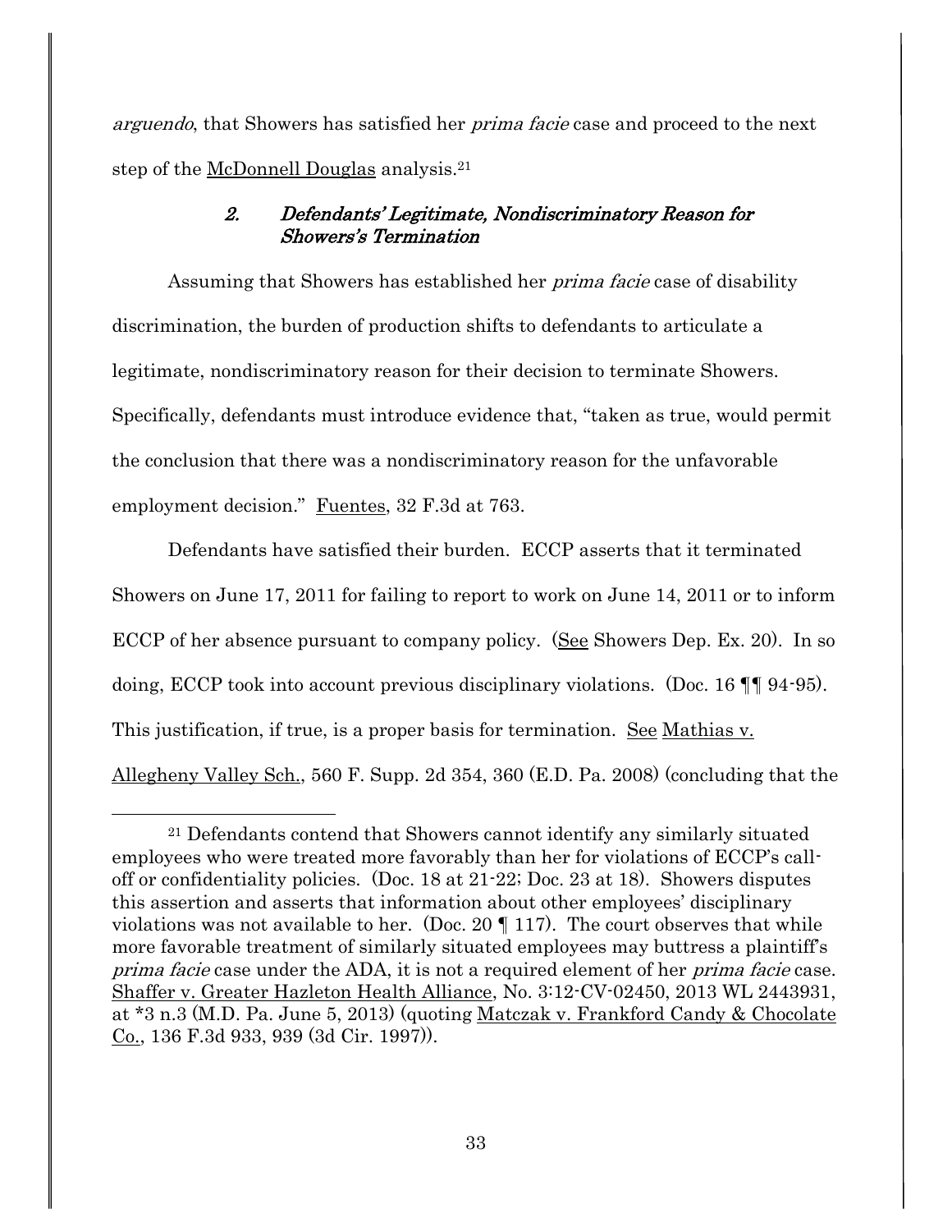*arguendo*, that Showers has satisfied her *prima facie* case and proceed to the next step of the McDonnell Douglas analysis.[21]

### *2. Defendants' Legitimate, Nondiscriminatory Reason for Showers's Termination*

Assuming that Showers has established her *prima facie* case of disability discrimination, the burden of production shifts to defendants to articulate a legitimate, nondiscriminatory reason for their decision to terminate Showers. Specifically, defendants must introduce evidence that, "taken as true, would permit the conclusion that there was a nondiscriminatory reason for the unfavorable employment decision." Fuentes, 32 F.3d at 763.

Defendants have satisfied their burden. ECCP asserts that it terminated Showers on June 17, 2011 for failing to report to work on June 14, 2011 or to inform ECCP of her absence pursuant to company policy. (See Showers Dep. Ex. 20). In so doing, ECCP took into account previous disciplinary violations. (Doc. 16 ¶¶ 94-95). This justification, if true, is a proper basis for termination. See Mathias v. Allegheny Valley Sch., 560 F. Supp. 2d 354, 360 (E.D. Pa. 2008) (concluding that the

---

[21] Defendants contend that Showers cannot identify any similarly situated employees who were treated more favorably than her for violations of ECCP's call-off or confidentiality policies. (Doc. 18 at 21-22; Doc. 23 at 18). Showers disputes this assertion and asserts that information about other employees' disciplinary violations was not available to her. (Doc. 20 ¶ 117). The court observes that while more favorable treatment of similarly situated employees may buttress a plaintiff's *prima facie* case under the ADA, it is not a required element of her *prima facie* case. Shaffer v. Greater Hazleton Health Alliance, No. 3:12-CV-02450, 2013 WL 2443931, at *3 n.3 (M.D. Pa. June 5, 2013) (quoting Matczak v. Frankford Candy & Chocolate Co., 136 F.3d 933, 939 (3d Cir. 1997)).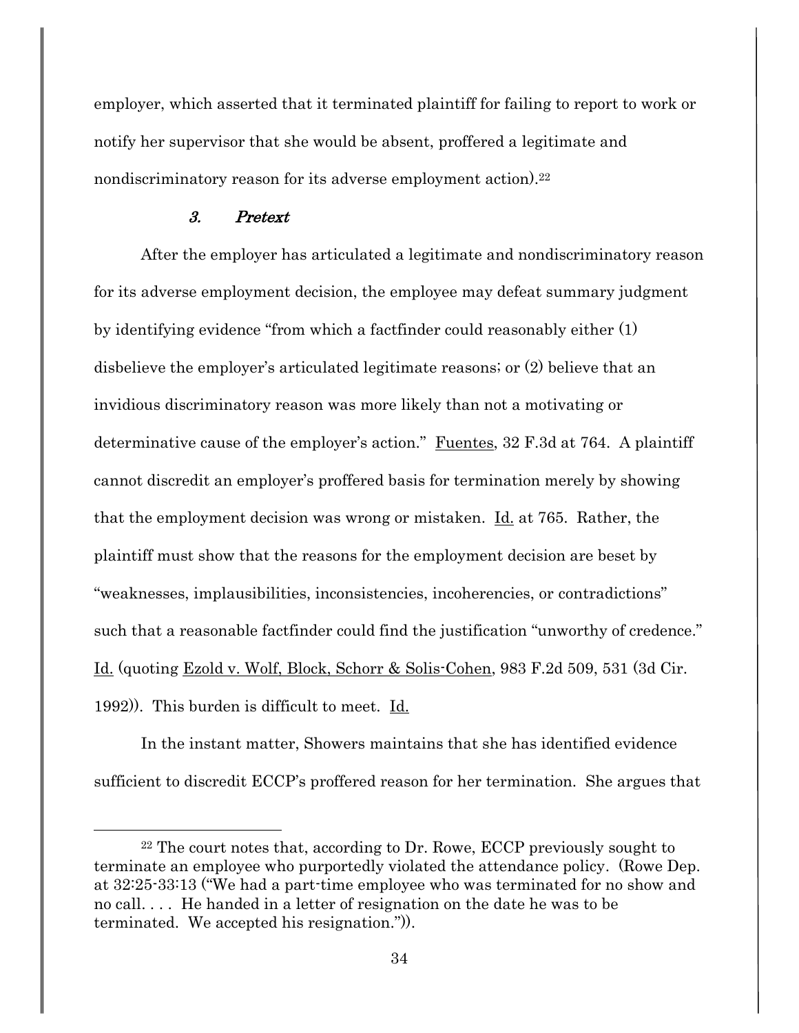employer, which asserted that it terminated plaintiff for failing to report to work or notify her supervisor that she would be absent, proffered a legitimate and nondiscriminatory reason for its adverse employment action).[22]

### *3. Pretext*

After the employer has articulated a legitimate and nondiscriminatory reason for its adverse employment decision, the employee may defeat summary judgment by identifying evidence "from which a factfinder could reasonably either (1) disbelieve the employer's articulated legitimate reasons; or (2) believe that an invidious discriminatory reason was more likely than not a motivating or determinative cause of the employer's action." Fuentes, 32 F.3d at 764. A plaintiff cannot discredit an employer's proffered basis for termination merely by showing that the employment decision was wrong or mistaken. Id. at 765. Rather, the plaintiff must show that the reasons for the employment decision are beset by "weaknesses, implausibilities, inconsistencies, incoherencies, or contradictions" such that a reasonable factfinder could find the justification "unworthy of credence." Id. (quoting Ezold v. Wolf, Block, Schorr & Solis-Cohen, 983 F.2d 509, 531 (3d Cir. 1992)). This burden is difficult to meet. Id.

In the instant matter, Showers maintains that she has identified evidence sufficient to discredit ECCP's proffered reason for her termination. She argues that

---

[22] The court notes that, according to Dr. Rowe, ECCP previously sought to terminate an employee who purportedly violated the attendance policy. (Rowe Dep. at 32:25-33:13 ("We had a part-time employee who was terminated for no show and no call. . . . He handed in a letter of resignation on the date he was to be terminated. We accepted his resignation.")).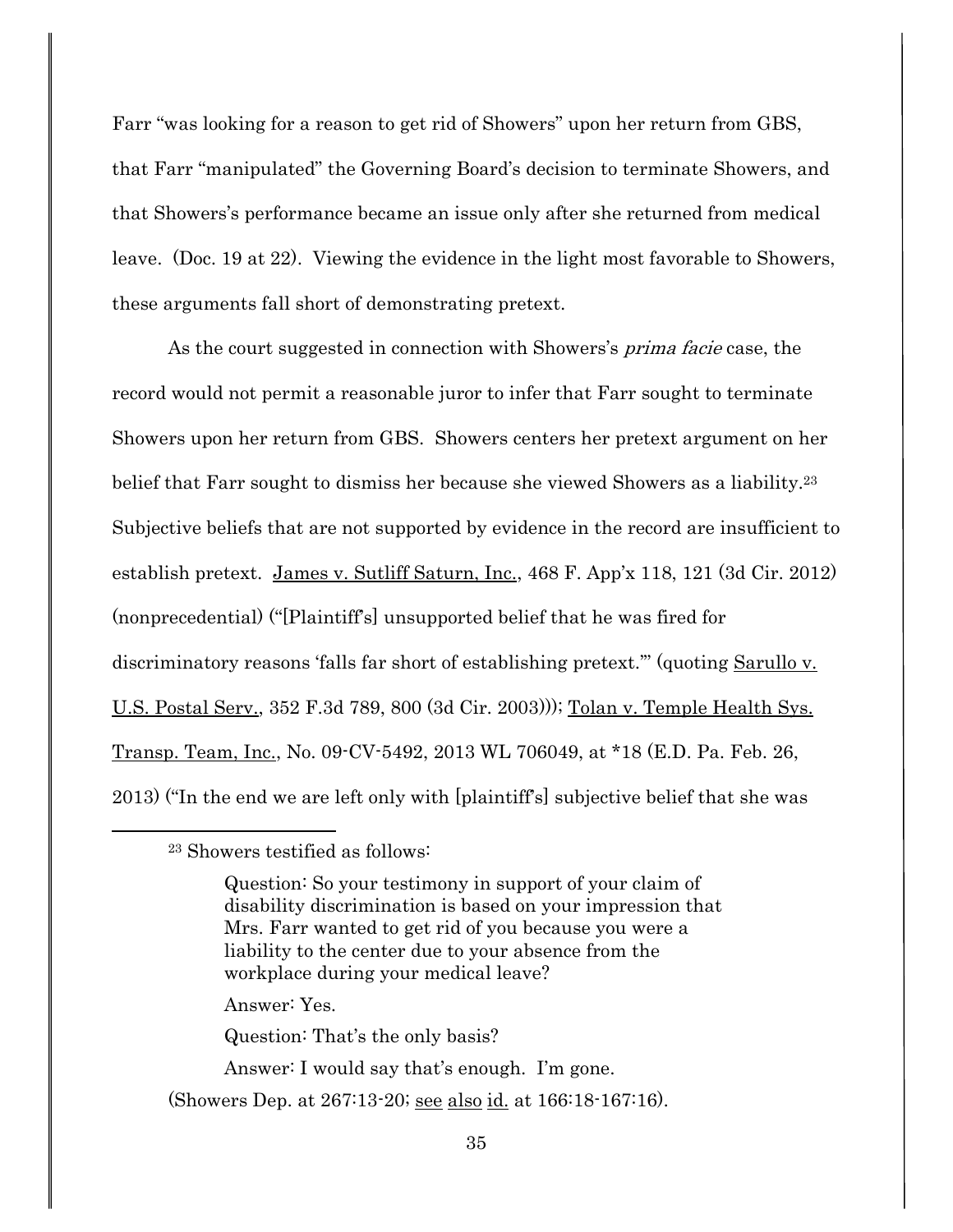Farr "was looking for a reason to get rid of Showers" upon her return from GBS, that Farr "manipulated" the Governing Board's decision to terminate Showers, and that Showers's performance became an issue only after she returned from medical leave. (Doc. 19 at 22). Viewing the evidence in the light most favorable to Showers, these arguments fall short of demonstrating pretext.

As the court suggested in connection with Showers's *prima facie* case, the record would not permit a reasonable juror to infer that Farr sought to terminate Showers upon her return from GBS. Showers centers her pretext argument on her belief that Farr sought to dismiss her because she viewed Showers as a liability.[23] Subjective beliefs that are not supported by evidence in the record are insufficient to establish pretext. James v. Sutliff Saturn, Inc., 468 F. App'x 118, 121 (3d Cir. 2012) (nonprecedential) ("[Plaintiff's] unsupported belief that he was fired for discriminatory reasons 'falls far short of establishing pretext.'" (quoting Sarullo v. U.S. Postal Serv., 352 F.3d 789, 800 (3d Cir. 2003))); Tolan v. Temple Health Sys. Transp. Team, Inc., No. 09-CV-5492, 2013 WL 706049, at *18 (E.D. Pa. Feb. 26, 2013) ("In the end we are left only with [plaintiff's] subjective belief that she was

---

[23] Showers testified as follows:

> Question: So your testimony in support of your claim of disability discrimination is based on your impression that Mrs. Farr wanted to get rid of you because you were a liability to the center due to your absence from the workplace during your medical leave?
>
> Answer: Yes.
>
> Question: That's the only basis?
>
> Answer: I would say that's enough. I'm gone.

(Showers Dep. at 267:13-20; see also id. at 166:18-167:16).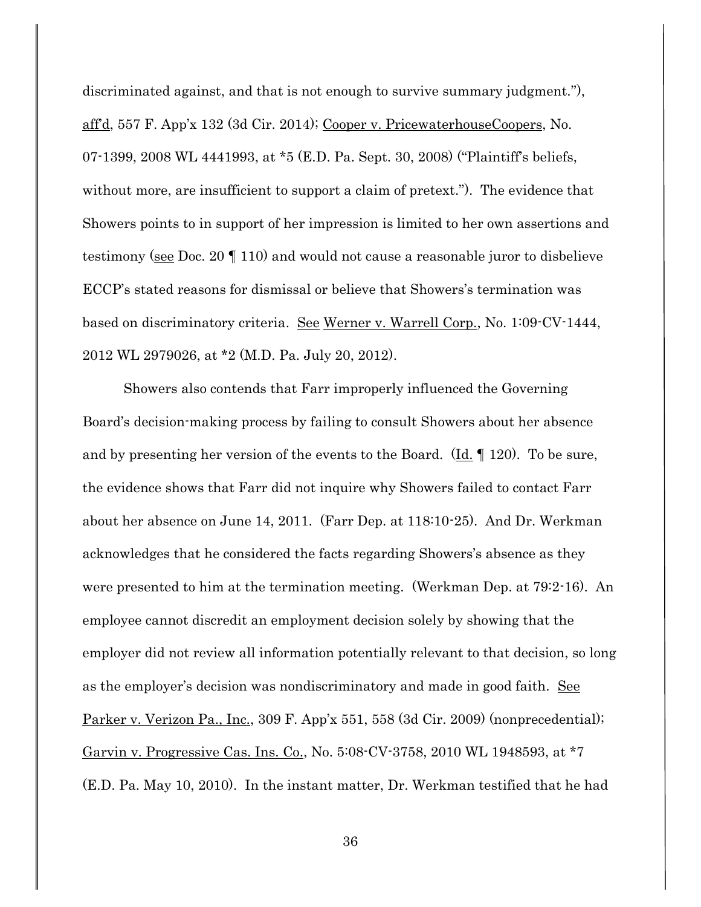discriminated against, and that is not enough to survive summary judgment."), aff'd, 557 F. App'x 132 (3d Cir. 2014); Cooper v. PricewaterhouseCoopers, No. 07-1399, 2008 WL 4441993, at *5 (E.D. Pa. Sept. 30, 2008) ("Plaintiff's beliefs, without more, are insufficient to support a claim of pretext."). The evidence that Showers points to in support of her impression is limited to her own assertions and testimony (see Doc. 20 ¶ 110) and would not cause a reasonable juror to disbelieve ECCP's stated reasons for dismissal or believe that Showers's termination was based on discriminatory criteria. See Werner v. Warrell Corp., No. 1:09-CV-1444, 2012 WL 2979026, at *2 (M.D. Pa. July 20, 2012).

Showers also contends that Farr improperly influenced the Governing Board's decision-making process by failing to consult Showers about her absence and by presenting her version of the events to the Board. (Id. ¶ 120). To be sure, the evidence shows that Farr did not inquire why Showers failed to contact Farr about her absence on June 14, 2011. (Farr Dep. at 118:10-25). And Dr. Werkman acknowledges that he considered the facts regarding Showers's absence as they were presented to him at the termination meeting. (Werkman Dep. at 79:2-16). An employee cannot discredit an employment decision solely by showing that the employer did not review all information potentially relevant to that decision, so long as the employer's decision was nondiscriminatory and made in good faith. See Parker v. Verizon Pa., Inc., 309 F. App'x 551, 558 (3d Cir. 2009) (nonprecedential); Garvin v. Progressive Cas. Ins. Co., No. 5:08-CV-3758, 2010 WL 1948593, at *7 (E.D. Pa. May 10, 2010). In the instant matter, Dr. Werkman testified that he had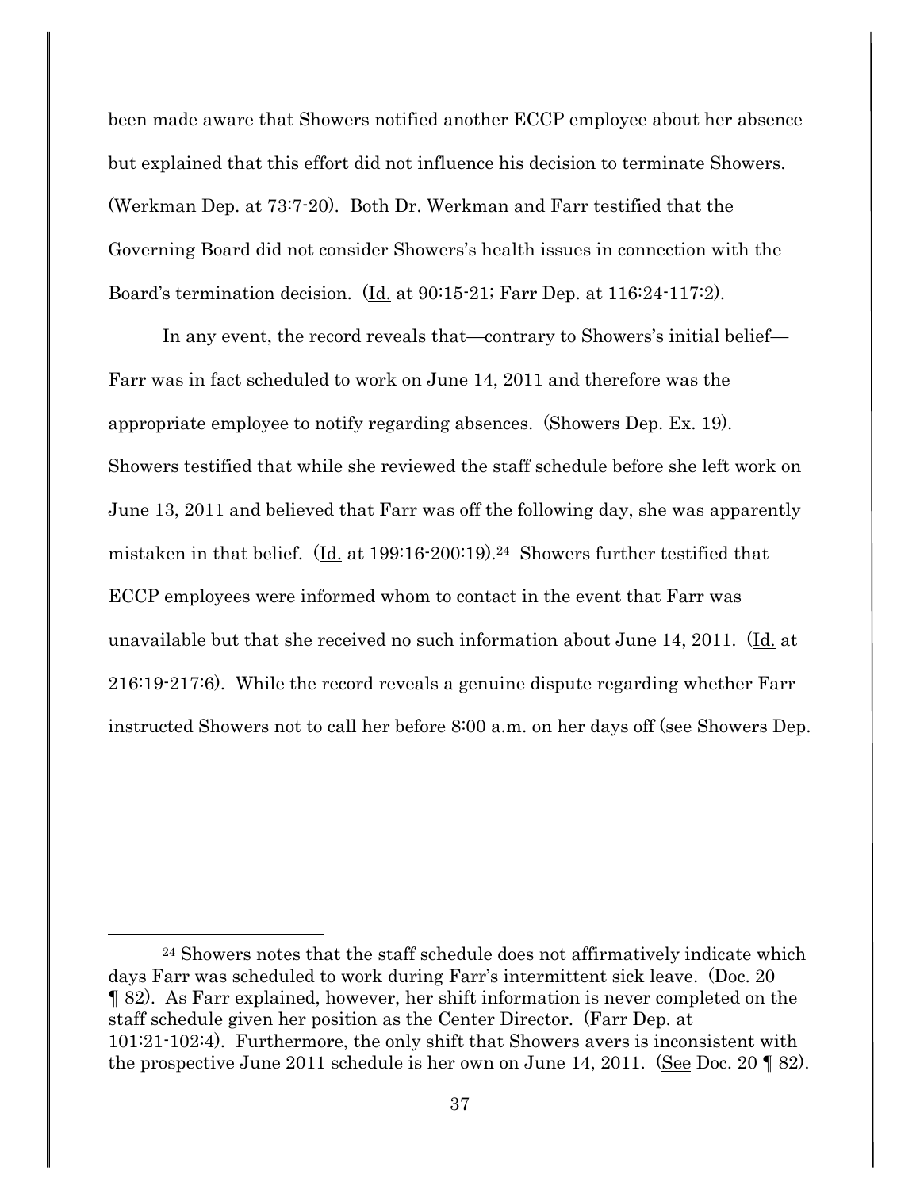been made aware that Showers notified another ECCP employee about her absence but explained that this effort did not influence his decision to terminate Showers. (Werkman Dep. at 73:7-20). Both Dr. Werkman and Farr testified that the Governing Board did not consider Showers's health issues in connection with the Board's termination decision. (Id. at 90:15-21; Farr Dep. at 116:24-117:2).

In any event, the record reveals that—contrary to Showers's initial belief—Farr was in fact scheduled to work on June 14, 2011 and therefore was the appropriate employee to notify regarding absences. (Showers Dep. Ex. 19). Showers testified that while she reviewed the staff schedule before she left work on June 13, 2011 and believed that Farr was off the following day, she was apparently mistaken in that belief. (Id. at 199:16-200:19).[24] Showers further testified that ECCP employees were informed whom to contact in the event that Farr was unavailable but that she received no such information about June 14, 2011. (Id. at 216:19-217:6). While the record reveals a genuine dispute regarding whether Farr instructed Showers not to call her before 8:00 a.m. on her days off (see Showers Dep.

---

[24] Showers notes that the staff schedule does not affirmatively indicate which days Farr was scheduled to work during Farr's intermittent sick leave. (Doc. 20 ¶ 82). As Farr explained, however, her shift information is never completed on the staff schedule given her position as the Center Director. (Farr Dep. at 101:21-102:4). Furthermore, the only shift that Showers avers is inconsistent with the prospective June 2011 schedule is her own on June 14, 2011. (See Doc. 20 ¶ 82).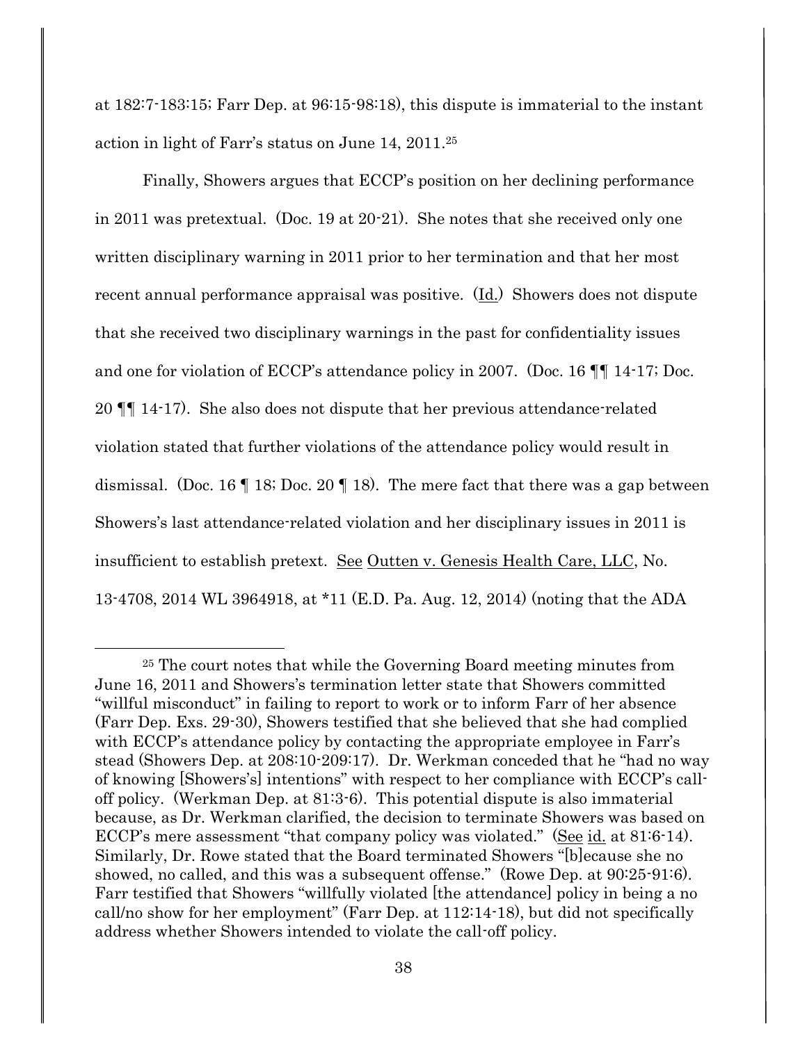at 182:7-183:15; Farr Dep. at 96:15-98:18), this dispute is immaterial to the instant action in light of Farr's status on June 14, 2011.[25]

Finally, Showers argues that ECCP's position on her declining performance in 2011 was pretextual. (Doc. 19 at 20-21). She notes that she received only one written disciplinary warning in 2011 prior to her termination and that her most recent annual performance appraisal was positive. (Id.) Showers does not dispute that she received two disciplinary warnings in the past for confidentiality issues and one for violation of ECCP's attendance policy in 2007. (Doc. 16 ¶¶ 14-17; Doc. 20 ¶¶ 14-17). She also does not dispute that her previous attendance-related violation stated that further violations of the attendance policy would result in dismissal. (Doc. 16 ¶ 18; Doc. 20 ¶ 18). The mere fact that there was a gap between Showers's last attendance-related violation and her disciplinary issues in 2011 is insufficient to establish pretext. See Outten v. Genesis Health Care, LLC, No. 13-4708, 2014 WL 3964918, at *11 (E.D. Pa. Aug. 12, 2014) (noting that the ADA

---

[25] The court notes that while the Governing Board meeting minutes from June 16, 2011 and Showers's termination letter state that Showers committed "willful misconduct" in failing to report to work or to inform Farr of her absence (Farr Dep. Exs. 29-30), Showers testified that she believed that she had complied with ECCP's attendance policy by contacting the appropriate employee in Farr's stead (Showers Dep. at 208:10-209:17). Dr. Werkman conceded that he "had no way of knowing [Showers's] intentions" with respect to her compliance with ECCP's call-off policy. (Werkman Dep. at 81:3-6). This potential dispute is also immaterial because, as Dr. Werkman clarified, the decision to terminate Showers was based on ECCP's mere assessment "that company policy was violated." (See id. at 81:6-14). Similarly, Dr. Rowe stated that the Board terminated Showers "[b]ecause she no showed, no called, and this was a subsequent offense." (Rowe Dep. at 90:25-91:6). Farr testified that Showers "willfully violated [the attendance] policy in being a no call/no show for her employment" (Farr Dep. at 112:14-18), but did not specifically address whether Showers intended to violate the call-off policy.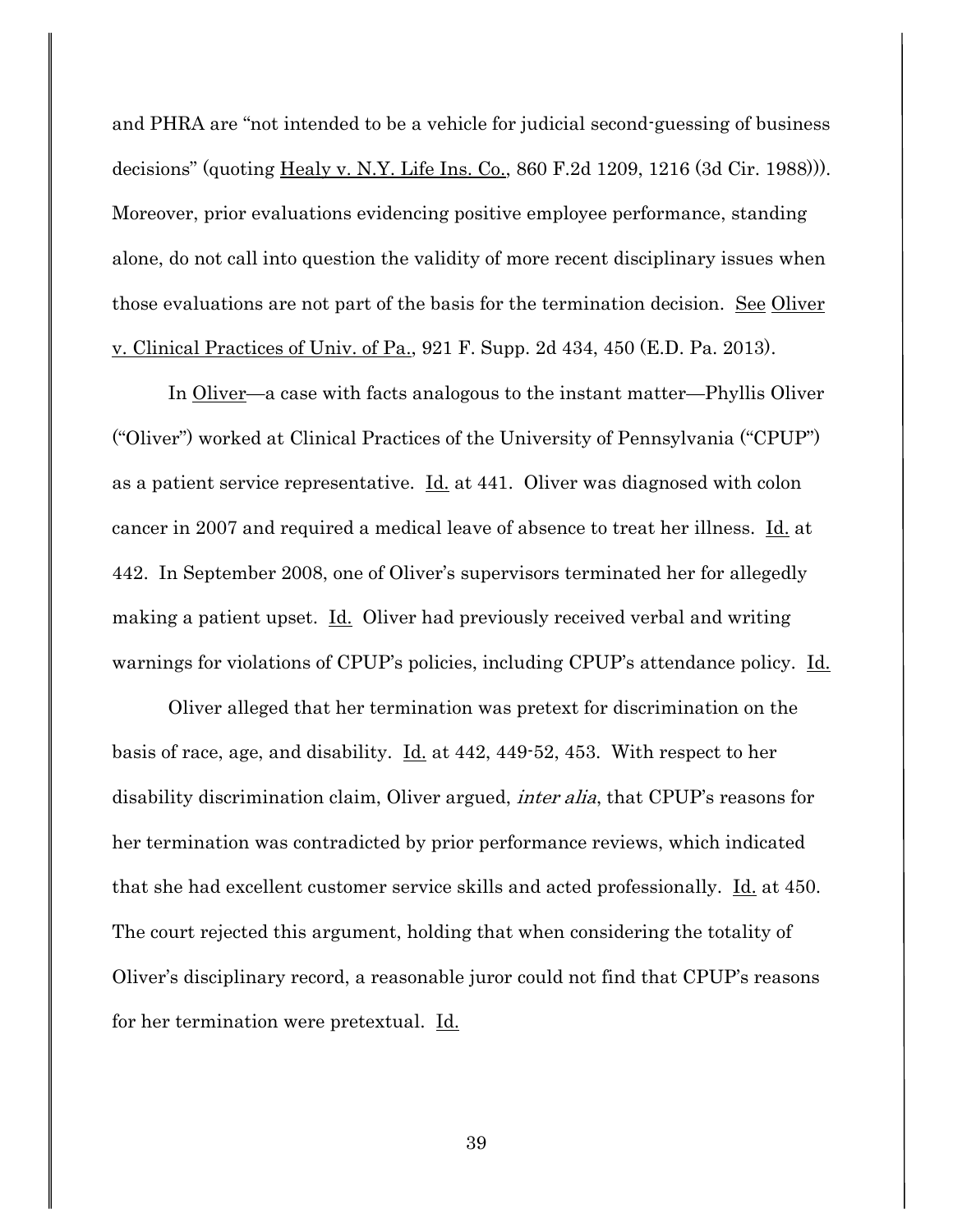and PHRA are "not intended to be a vehicle for judicial second-guessing of business decisions" (quoting Healy v. N.Y. Life Ins. Co., 860 F.2d 1209, 1216 (3d Cir. 1988))). Moreover, prior evaluations evidencing positive employee performance, standing alone, do not call into question the validity of more recent disciplinary issues when those evaluations are not part of the basis for the termination decision. See Oliver v. Clinical Practices of Univ. of Pa., 921 F. Supp. 2d 434, 450 (E.D. Pa. 2013).

In Oliver—a case with facts analogous to the instant matter—Phyllis Oliver ("Oliver") worked at Clinical Practices of the University of Pennsylvania ("CPUP") as a patient service representative. Id. at 441. Oliver was diagnosed with colon cancer in 2007 and required a medical leave of absence to treat her illness. Id. at 442. In September 2008, one of Oliver's supervisors terminated her for allegedly making a patient upset. Id. Oliver had previously received verbal and writing warnings for violations of CPUP's policies, including CPUP's attendance policy. Id.

Oliver alleged that her termination was pretext for discrimination on the basis of race, age, and disability. Id. at 442, 449-52, 453. With respect to her disability discrimination claim, Oliver argued, *inter alia*, that CPUP's reasons for her termination was contradicted by prior performance reviews, which indicated that she had excellent customer service skills and acted professionally. Id. at 450. The court rejected this argument, holding that when considering the totality of Oliver's disciplinary record, a reasonable juror could not find that CPUP's reasons for her termination were pretextual. Id.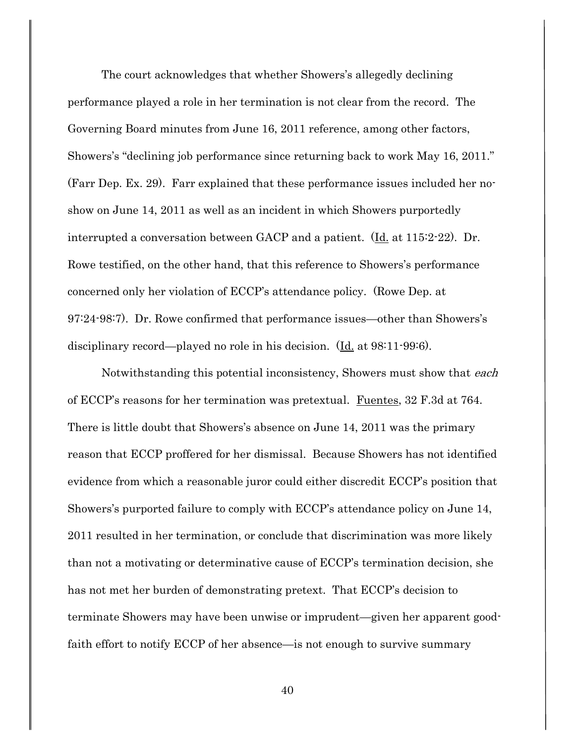The court acknowledges that whether Showers's allegedly declining performance played a role in her termination is not clear from the record. The Governing Board minutes from June 16, 2011 reference, among other factors, Showers's "declining job performance since returning back to work May 16, 2011." (Farr Dep. Ex. 29). Farr explained that these performance issues included her no-show on June 14, 2011 as well as an incident in which Showers purportedly interrupted a conversation between GACP and a patient. (Id. at 115:2-22). Dr. Rowe testified, on the other hand, that this reference to Showers's performance concerned only her violation of ECCP's attendance policy. (Rowe Dep. at 97:24-98:7). Dr. Rowe confirmed that performance issues—other than Showers's disciplinary record—played no role in his decision. (Id. at 98:11-99:6).

Notwithstanding this potential inconsistency, Showers must show that *each* of ECCP's reasons for her termination was pretextual. Fuentes, 32 F.3d at 764. There is little doubt that Showers's absence on June 14, 2011 was the primary reason that ECCP proffered for her dismissal. Because Showers has not identified evidence from which a reasonable juror could either discredit ECCP's position that Showers's purported failure to comply with ECCP's attendance policy on June 14, 2011 resulted in her termination, or conclude that discrimination was more likely than not a motivating or determinative cause of ECCP's termination decision, she has not met her burden of demonstrating pretext. That ECCP's decision to terminate Showers may have been unwise or imprudent—given her apparent good-faith effort to notify ECCP of her absence—is not enough to survive summary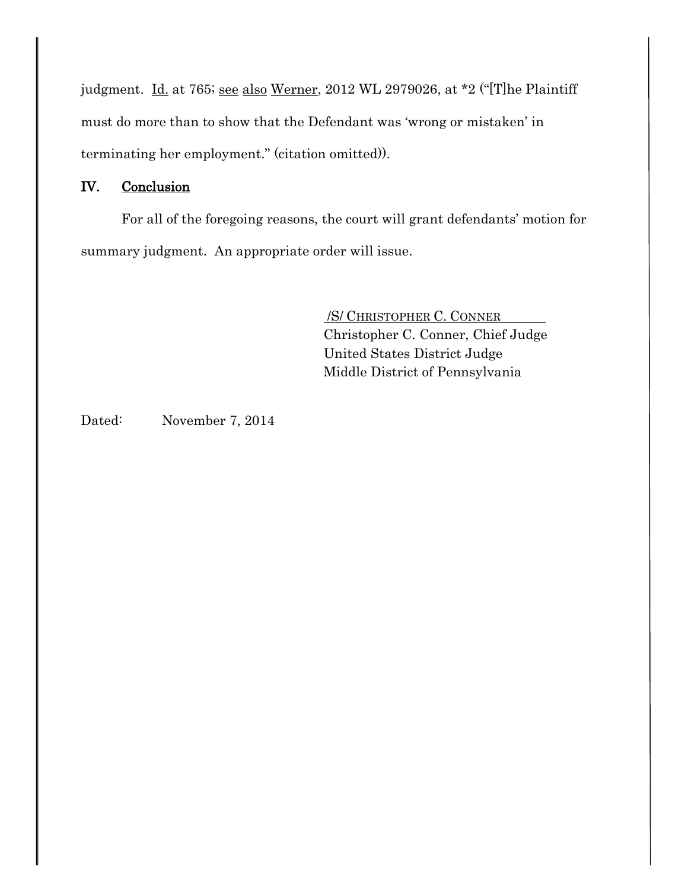judgment. Id. at 765; see also Werner, 2012 WL 2979026, at *2 ("[T]he Plaintiff must do more than to show that the Defendant was 'wrong or mistaken' in terminating her employment." (citation omitted)).

## IV. Conclusion

For all of the foregoing reasons, the court will grant defendants' motion for summary judgment. An appropriate order will issue.

/S/ CHRISTOPHER C. CONNER
Christopher C. Conner, Chief Judge
United States District Judge
Middle District of Pennsylvania

Dated: November 7, 2014